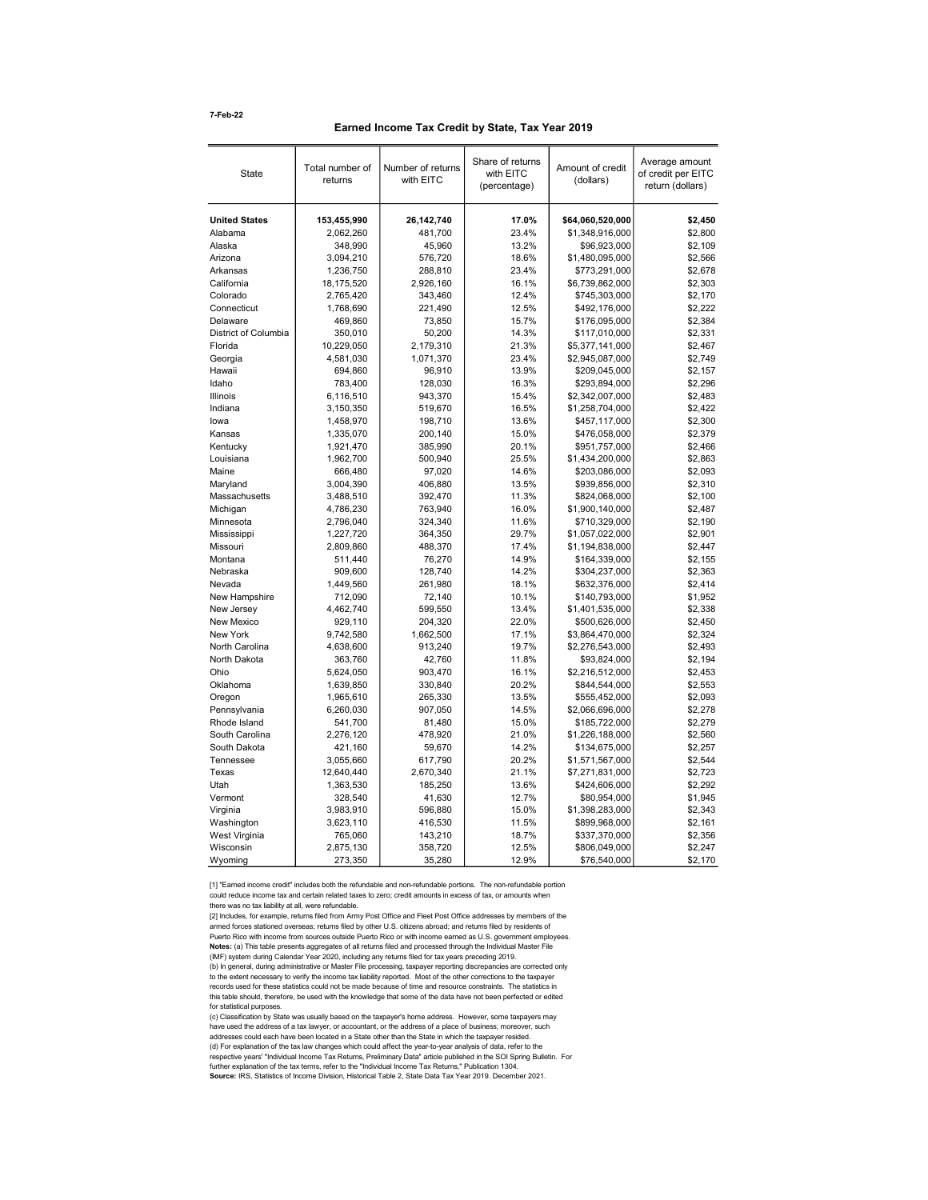7-Feb-22

# Earned Income Tax Credit by State, Tax Year 2019

| State | Total number of returns | Number of returns with EITC | Share of returns with EITC (percentage) | Amount of credit (dollars) | Average amount of credit per EITC return (dollars) |
|---|---|---|---|---|---|
| **United States** | **153,455,990** | **26,142,740** | **17.0%** | **$64,060,520,000** | **$2,450** |
| Alabama | 2,062,260 | 481,700 | 23.4% | $1,348,916,000 | $2,800 |
| Alaska | 348,990 | 45,960 | 13.2% | $96,923,000 | $2,109 |
| Arizona | 3,094,210 | 576,720 | 18.6% | $1,480,095,000 | $2,566 |
| Arkansas | 1,236,750 | 288,810 | 23.4% | $773,291,000 | $2,678 |
| California | 18,175,520 | 2,926,160 | 16.1% | $6,739,862,000 | $2,303 |
| Colorado | 2,765,420 | 343,460 | 12.4% | $745,303,000 | $2,170 |
| Connecticut | 1,768,690 | 221,490 | 12.5% | $492,176,000 | $2,222 |
| Delaware | 469,860 | 73,850 | 15.7% | $176,095,000 | $2,384 |
| District of Columbia | 350,010 | 50,200 | 14.3% | $117,010,000 | $2,331 |
| Florida | 10,229,050 | 2,179,310 | 21.3% | $5,377,141,000 | $2,467 |
| Georgia | 4,581,030 | 1,071,370 | 23.4% | $2,945,087,000 | $2,749 |
| Hawaii | 694,860 | 96,910 | 13.9% | $209,045,000 | $2,157 |
| Idaho | 783,400 | 128,030 | 16.3% | $293,894,000 | $2,296 |
| Illinois | 6,116,510 | 943,370 | 15.4% | $2,342,007,000 | $2,483 |
| Indiana | 3,150,350 | 519,670 | 16.5% | $1,258,704,000 | $2,422 |
| Iowa | 1,458,970 | 198,710 | 13.6% | $457,117,000 | $2,300 |
| Kansas | 1,335,070 | 200,140 | 15.0% | $476,058,000 | $2,379 |
| Kentucky | 1,921,470 | 385,990 | 20.1% | $951,757,000 | $2,466 |
| Louisiana | 1,962,700 | 500,940 | 25.5% | $1,434,200,000 | $2,863 |
| Maine | 666,480 | 97,020 | 14.6% | $203,086,000 | $2,093 |
| Maryland | 3,004,390 | 406,880 | 13.5% | $939,856,000 | $2,310 |
| Massachusetts | 3,488,510 | 392,470 | 11.3% | $824,068,000 | $2,100 |
| Michigan | 4,786,230 | 763,940 | 16.0% | $1,900,140,000 | $2,487 |
| Minnesota | 2,796,040 | 324,340 | 11.6% | $710,329,000 | $2,190 |
| Mississippi | 1,227,720 | 364,350 | 29.7% | $1,057,022,000 | $2,901 |
| Missouri | 2,809,860 | 488,370 | 17.4% | $1,194,838,000 | $2,447 |
| Montana | 511,440 | 76,270 | 14.9% | $164,339,000 | $2,155 |
| Nebraska | 909,600 | 128,740 | 14.2% | $304,237,000 | $2,363 |
| Nevada | 1,449,560 | 261,980 | 18.1% | $632,376,000 | $2,414 |
| New Hampshire | 712,090 | 72,140 | 10.1% | $140,793,000 | $1,952 |
| New Jersey | 4,462,740 | 599,550 | 13.4% | $1,401,535,000 | $2,338 |
| New Mexico | 929,110 | 204,320 | 22.0% | $500,626,000 | $2,450 |
| New York | 9,742,580 | 1,662,500 | 17.1% | $3,864,470,000 | $2,324 |
| North Carolina | 4,638,600 | 913,240 | 19.7% | $2,276,543,000 | $2,493 |
| North Dakota | 363,760 | 42,760 | 11.8% | $93,824,000 | $2,194 |
| Ohio | 5,624,050 | 903,470 | 16.1% | $2,216,512,000 | $2,453 |
| Oklahoma | 1,639,850 | 330,840 | 20.2% | $844,544,000 | $2,553 |
| Oregon | 1,965,610 | 265,330 | 13.5% | $555,452,000 | $2,093 |
| Pennsylvania | 6,260,030 | 907,050 | 14.5% | $2,066,696,000 | $2,278 |
| Rhode Island | 541,700 | 81,480 | 15.0% | $185,722,000 | $2,279 |
| South Carolina | 2,276,120 | 478,920 | 21.0% | $1,226,188,000 | $2,560 |
| South Dakota | 421,160 | 59,670 | 14.2% | $134,675,000 | $2,257 |
| Tennessee | 3,055,660 | 617,790 | 20.2% | $1,571,567,000 | $2,544 |
| Texas | 12,640,440 | 2,670,340 | 21.1% | $7,271,831,000 | $2,723 |
| Utah | 1,363,530 | 185,250 | 13.6% | $424,606,000 | $2,292 |
| Vermont | 328,540 | 41,630 | 12.7% | $80,954,000 | $1,945 |
| Virginia | 3,983,910 | 596,880 | 15.0% | $1,398,283,000 | $2,343 |
| Washington | 3,623,110 | 416,530 | 11.5% | $899,968,000 | $2,161 |
| West Virginia | 765,060 | 143,210 | 18.7% | $337,370,000 | $2,356 |
| Wisconsin | 2,875,130 | 358,720 | 12.5% | $806,049,000 | $2,247 |
| Wyoming | 273,350 | 35,280 | 12.9% | $76,540,000 | $2,170 |

[1] "Earned income credit" includes both the refundable and non-refundable portions. The non-refundable portion could reduce income tax and certain related taxes to zero; credit amounts in excess of tax, or amounts when there was no tax liability at all, were refundable.

[2] Includes, for example, returns filed from Army Post Office and Fleet Post Office addresses by members of the armed forces stationed overseas; returns filed by other U.S. citizens abroad; and returns filed by residents of Puerto Rico with income from sources outside Puerto Rico or with income earned as U.S. government employees.

**Notes:** (a) This table presents aggregates of all returns filed and processed through the Individual Master File (IMF) system during Calendar Year 2020, including any returns filed for tax years preceding 2019.

(b) In general, during administrative or Master File processing, taxpayer reporting discrepancies are corrected only to the extent necessary to verify the income tax liability reported. Most of the other corrections to the taxpayer records used for these statistics could not be made because of time and resource constraints. The statistics in this table should, therefore, be used with the knowledge that some of the data have not been perfected or edited for statistical purposes.

(c) Classification by State was usually based on the taxpayer's home address. However, some taxpayers may have used the address of a tax lawyer, or accountant, or the address of a place of business; moreover, such addresses could each have been located in a State other than the State in which the taxpayer resided.

(d) For explanation of the tax law changes which could affect the year-to-year analysis of data, refer to the respective years' "Individual Income Tax Returns, Preliminary Data" article published in the SOI Spring Bulletin. For further explanation of the tax terms, refer to the "Individual Income Tax Returns," Publication 1304.

**Source:** IRS, Statistics of Income Division, Historical Table 2, State Data Tax Year 2019. December 2021.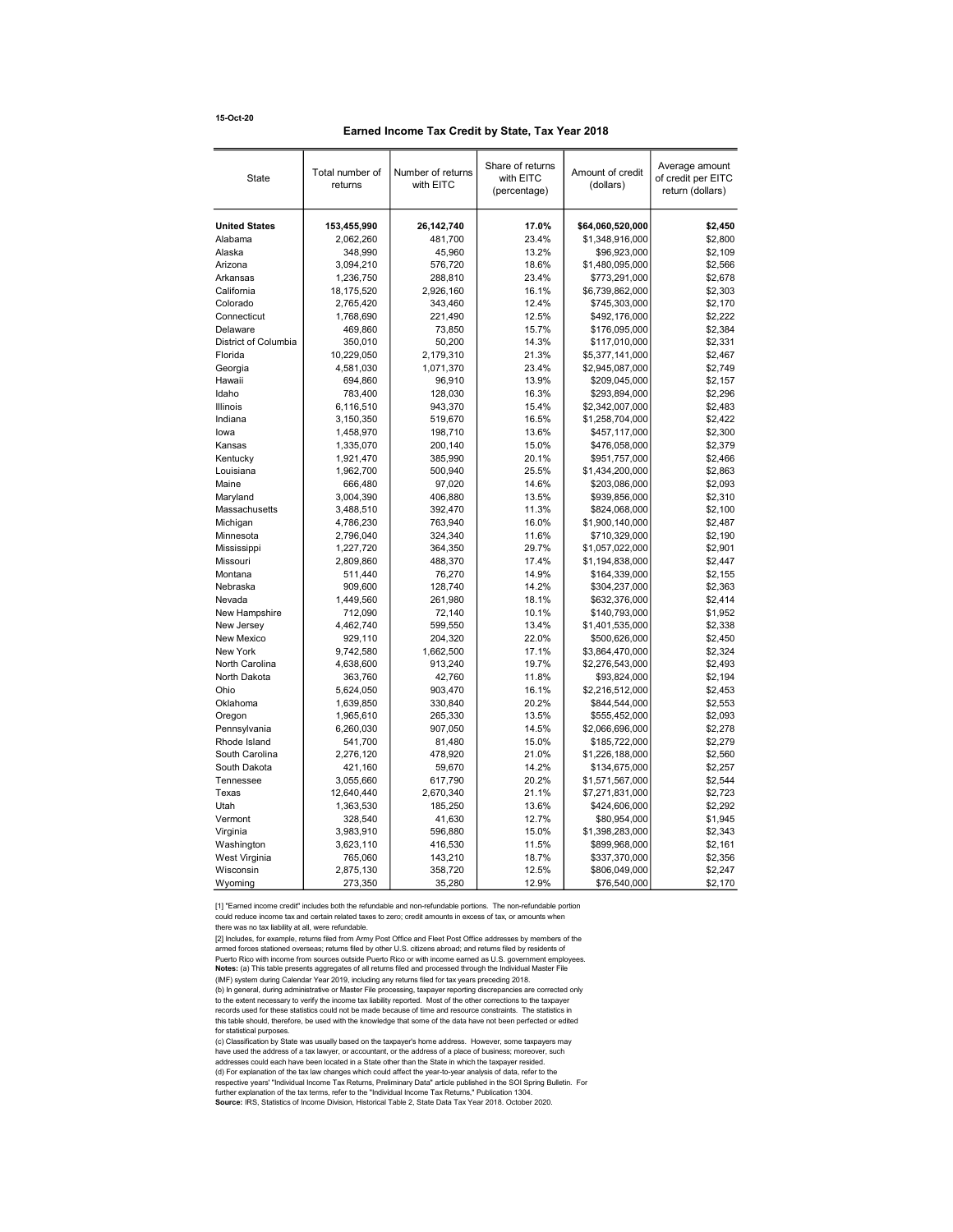15-Oct-20

## Earned Income Tax Credit by State, Tax Year 2018

| State | Total number of returns | Number of returns with EITC | Share of returns with EITC (percentage) | Amount of credit (dollars) | Average amount of credit per EITC return (dollars) |
|---|---|---|---|---|---|
| **United States** | **153,455,990** | **26,142,740** | **17.0%** | **$64,060,520,000** | **$2,450** |
| Alabama | 2,062,260 | 481,700 | 23.4% | $1,348,916,000 | $2,800 |
| Alaska | 348,990 | 45,960 | 13.2% | $96,923,000 | $2,109 |
| Arizona | 3,094,210 | 576,720 | 18.6% | $1,480,095,000 | $2,566 |
| Arkansas | 1,236,750 | 288,810 | 23.4% | $773,291,000 | $2,678 |
| California | 18,175,520 | 2,926,160 | 16.1% | $6,739,862,000 | $2,303 |
| Colorado | 2,765,420 | 343,460 | 12.4% | $745,303,000 | $2,170 |
| Connecticut | 1,768,690 | 221,490 | 12.5% | $492,176,000 | $2,222 |
| Delaware | 469,860 | 73,850 | 15.7% | $176,095,000 | $2,384 |
| District of Columbia | 350,010 | 50,200 | 14.3% | $117,010,000 | $2,331 |
| Florida | 10,229,050 | 2,179,310 | 21.3% | $5,377,141,000 | $2,467 |
| Georgia | 4,581,030 | 1,071,370 | 23.4% | $2,945,087,000 | $2,749 |
| Hawaii | 694,860 | 96,910 | 13.9% | $209,045,000 | $2,157 |
| Idaho | 783,400 | 128,030 | 16.3% | $293,894,000 | $2,296 |
| Illinois | 6,116,510 | 943,370 | 15.4% | $2,342,007,000 | $2,483 |
| Indiana | 3,150,350 | 519,670 | 16.5% | $1,258,704,000 | $2,422 |
| Iowa | 1,458,970 | 198,710 | 13.6% | $457,117,000 | $2,300 |
| Kansas | 1,335,070 | 200,140 | 15.0% | $476,058,000 | $2,379 |
| Kentucky | 1,921,470 | 385,990 | 20.1% | $951,757,000 | $2,466 |
| Louisiana | 1,962,700 | 500,940 | 25.5% | $1,434,200,000 | $2,863 |
| Maine | 666,480 | 97,020 | 14.6% | $203,086,000 | $2,093 |
| Maryland | 3,004,390 | 406,880 | 13.5% | $939,856,000 | $2,310 |
| Massachusetts | 3,488,510 | 392,470 | 11.3% | $824,068,000 | $2,100 |
| Michigan | 4,786,230 | 763,940 | 16.0% | $1,900,140,000 | $2,487 |
| Minnesota | 2,796,040 | 324,340 | 11.6% | $710,329,000 | $2,190 |
| Mississippi | 1,227,720 | 364,350 | 29.7% | $1,057,022,000 | $2,901 |
| Missouri | 2,809,860 | 488,370 | 17.4% | $1,194,838,000 | $2,447 |
| Montana | 511,440 | 76,270 | 14.9% | $164,339,000 | $2,155 |
| Nebraska | 909,600 | 128,740 | 14.2% | $304,237,000 | $2,363 |
| Nevada | 1,449,560 | 261,980 | 18.1% | $632,376,000 | $2,414 |
| New Hampshire | 712,090 | 72,140 | 10.1% | $140,793,000 | $1,952 |
| New Jersey | 4,462,740 | 599,550 | 13.4% | $1,401,535,000 | $2,338 |
| New Mexico | 929,110 | 204,320 | 22.0% | $500,626,000 | $2,450 |
| New York | 9,742,580 | 1,662,500 | 17.1% | $3,864,470,000 | $2,324 |
| North Carolina | 4,638,600 | 913,240 | 19.7% | $2,276,543,000 | $2,493 |
| North Dakota | 363,760 | 42,760 | 11.8% | $93,824,000 | $2,194 |
| Ohio | 5,624,050 | 903,470 | 16.1% | $2,216,512,000 | $2,453 |
| Oklahoma | 1,639,850 | 330,840 | 20.2% | $844,544,000 | $2,553 |
| Oregon | 1,965,610 | 265,330 | 13.5% | $555,452,000 | $2,093 |
| Pennsylvania | 6,260,030 | 907,050 | 14.5% | $2,066,696,000 | $2,278 |
| Rhode Island | 541,700 | 81,480 | 15.0% | $185,722,000 | $2,279 |
| South Carolina | 2,276,120 | 478,920 | 21.0% | $1,226,188,000 | $2,560 |
| South Dakota | 421,160 | 59,670 | 14.2% | $134,675,000 | $2,257 |
| Tennessee | 3,055,660 | 617,790 | 20.2% | $1,571,567,000 | $2,544 |
| Texas | 12,640,440 | 2,670,340 | 21.1% | $7,271,831,000 | $2,723 |
| Utah | 1,363,530 | 185,250 | 13.6% | $424,606,000 | $2,292 |
| Vermont | 328,540 | 41,630 | 12.7% | $80,954,000 | $1,945 |
| Virginia | 3,983,910 | 596,880 | 15.0% | $1,398,283,000 | $2,343 |
| Washington | 3,623,110 | 416,530 | 11.5% | $899,968,000 | $2,161 |
| West Virginia | 765,060 | 143,210 | 18.7% | $337,370,000 | $2,356 |
| Wisconsin | 2,875,130 | 358,720 | 12.5% | $806,049,000 | $2,247 |
| Wyoming | 273,350 | 35,280 | 12.9% | $76,540,000 | $2,170 |

[1] "Earned income credit" includes both the refundable and non-refundable portions. The non-refundable portion could reduce income tax and certain related taxes to zero; credit amounts in excess of tax, or amounts when there was no tax liability at all, were refundable.

[2] Includes, for example, returns filed from Army Post Office and Fleet Post Office addresses by members of the armed forces stationed overseas; returns filed by other U.S. citizens abroad; and returns filed by residents of Puerto Rico with income from sources outside Puerto Rico or with income earned as U.S. government employees.

**Notes:** (a) This table presents aggregates of all returns filed and processed through the Individual Master File (IMF) system during Calendar Year 2019, including any returns filed for tax years preceding 2018.

(b) In general, during administrative or Master File processing, taxpayer reporting discrepancies are corrected only to the extent necessary to verify the income tax liability reported. Most of the other corrections to the taxpayer records used for these statistics could not be made because of time and resource constraints. The statistics in this table should, therefore, be used with the knowledge that some of the data have not been perfected or edited for statistical purposes.

(c) Classification by State was usually based on the taxpayer's home address. However, some taxpayers may have used the address of a tax lawyer, or accountant, or the address of a place of business; moreover, such addresses could each have been located in a State other than the State in which the taxpayer resided.

(d) For explanation of the tax law changes which could affect the year-to-year analysis of data, refer to the respective years' "Individual Income Tax Returns, Preliminary Data" article published in the SOI Spring Bulletin. For further explanation of the tax terms, refer to the "Individual Income Tax Returns," Publication 1304.

**Source:** IRS, Statistics of Income Division, Historical Table 2, State Data Tax Year 2018. October 2020.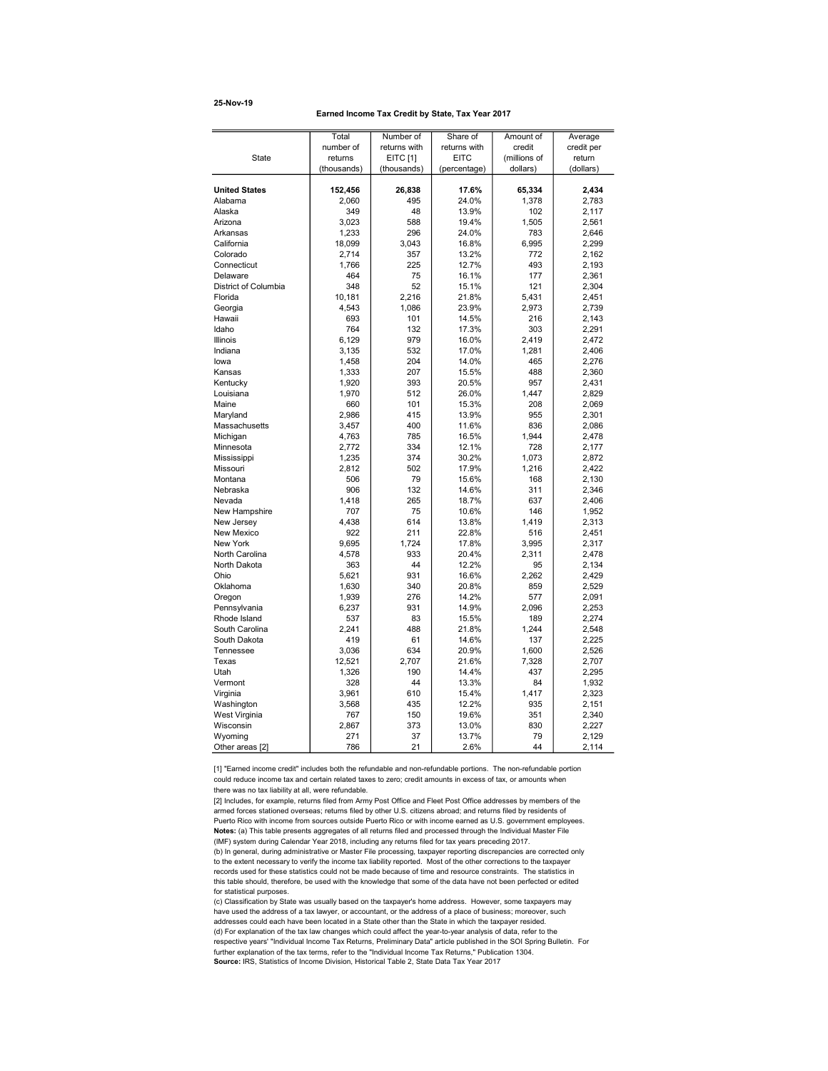25-Nov-19

## Earned Income Tax Credit by State, Tax Year 2017

| State | Total number of returns (thousands) | Number of returns with EITC [1] (thousands) | Share of returns with EITC (percentage) | Amount of credit (millions of dollars) | Average credit per return (dollars) |
|---|---|---|---|---|---|
| **United States** | **152,456** | **26,838** | **17.6%** | **65,334** | **2,434** |
| Alabama | 2,060 | 495 | 24.0% | 1,378 | 2,783 |
| Alaska | 349 | 48 | 13.9% | 102 | 2,117 |
| Arizona | 3,023 | 588 | 19.4% | 1,505 | 2,561 |
| Arkansas | 1,233 | 296 | 24.0% | 783 | 2,646 |
| California | 18,099 | 3,043 | 16.8% | 6,995 | 2,299 |
| Colorado | 2,714 | 357 | 13.2% | 772 | 2,162 |
| Connecticut | 1,766 | 225 | 12.7% | 493 | 2,193 |
| Delaware | 464 | 75 | 16.1% | 177 | 2,361 |
| District of Columbia | 348 | 52 | 15.1% | 121 | 2,304 |
| Florida | 10,181 | 2,216 | 21.8% | 5,431 | 2,451 |
| Georgia | 4,543 | 1,086 | 23.9% | 2,973 | 2,739 |
| Hawaii | 693 | 101 | 14.5% | 216 | 2,143 |
| Idaho | 764 | 132 | 17.3% | 303 | 2,291 |
| Illinois | 6,129 | 979 | 16.0% | 2,419 | 2,472 |
| Indiana | 3,135 | 532 | 17.0% | 1,281 | 2,406 |
| Iowa | 1,458 | 204 | 14.0% | 465 | 2,276 |
| Kansas | 1,333 | 207 | 15.5% | 488 | 2,360 |
| Kentucky | 1,920 | 393 | 20.5% | 957 | 2,431 |
| Louisiana | 1,970 | 512 | 26.0% | 1,447 | 2,829 |
| Maine | 660 | 101 | 15.3% | 208 | 2,069 |
| Maryland | 2,986 | 415 | 13.9% | 955 | 2,301 |
| Massachusetts | 3,457 | 400 | 11.6% | 836 | 2,086 |
| Michigan | 4,763 | 785 | 16.5% | 1,944 | 2,478 |
| Minnesota | 2,772 | 334 | 12.1% | 728 | 2,177 |
| Mississippi | 1,235 | 374 | 30.2% | 1,073 | 2,872 |
| Missouri | 2,812 | 502 | 17.9% | 1,216 | 2,422 |
| Montana | 506 | 79 | 15.6% | 168 | 2,130 |
| Nebraska | 906 | 132 | 14.6% | 311 | 2,346 |
| Nevada | 1,418 | 265 | 18.7% | 637 | 2,406 |
| New Hampshire | 707 | 75 | 10.6% | 146 | 1,952 |
| New Jersey | 4,438 | 614 | 13.8% | 1,419 | 2,313 |
| New Mexico | 922 | 211 | 22.8% | 516 | 2,451 |
| New York | 9,695 | 1,724 | 17.8% | 3,995 | 2,317 |
| North Carolina | 4,578 | 933 | 20.4% | 2,311 | 2,478 |
| North Dakota | 363 | 44 | 12.2% | 95 | 2,134 |
| Ohio | 5,621 | 931 | 16.6% | 2,262 | 2,429 |
| Oklahoma | 1,630 | 340 | 20.8% | 859 | 2,529 |
| Oregon | 1,939 | 276 | 14.2% | 577 | 2,091 |
| Pennsylvania | 6,237 | 931 | 14.9% | 2,096 | 2,253 |
| Rhode Island | 537 | 83 | 15.5% | 189 | 2,274 |
| South Carolina | 2,241 | 488 | 21.8% | 1,244 | 2,548 |
| South Dakota | 419 | 61 | 14.6% | 137 | 2,225 |
| Tennessee | 3,036 | 634 | 20.9% | 1,600 | 2,526 |
| Texas | 12,521 | 2,707 | 21.6% | 7,328 | 2,707 |
| Utah | 1,326 | 190 | 14.4% | 437 | 2,295 |
| Vermont | 328 | 44 | 13.3% | 84 | 1,932 |
| Virginia | 3,961 | 610 | 15.4% | 1,417 | 2,323 |
| Washington | 3,568 | 435 | 12.2% | 935 | 2,151 |
| West Virginia | 767 | 150 | 19.6% | 351 | 2,340 |
| Wisconsin | 2,867 | 373 | 13.0% | 830 | 2,227 |
| Wyoming | 271 | 37 | 13.7% | 79 | 2,129 |
| Other areas [2] | 786 | 21 | 2.6% | 44 | 2,114 |

[1] "Earned income credit" includes both the refundable and non-refundable portions. The non-refundable portion could reduce income tax and certain related taxes to zero; credit amounts in excess of tax, or amounts when there was no tax liability at all, were refundable.

[2] Includes, for example, returns filed from Army Post Office and Fleet Post Office addresses by members of the armed forces stationed overseas; returns filed by other U.S. citizens abroad; and returns filed by residents of Puerto Rico with income from sources outside Puerto Rico or with income earned as U.S. government employees.

**Notes:** (a) This table presents aggregates of all returns filed and processed through the Individual Master File (IMF) system during Calendar Year 2018, including any returns filed for tax years preceding 2017.

(b) In general, during administrative or Master File processing, taxpayer reporting discrepancies are corrected only to the extent necessary to verify the income tax liability reported. Most of the other corrections to the taxpayer records used for these statistics could not be made because of time and resource constraints. The statistics in this table should, therefore, be used with the knowledge that some of the data have not been perfected or edited for statistical purposes.

(c) Classification by State was usually based on the taxpayer's home address. However, some taxpayers may have used the address of a tax lawyer, or accountant, or the address of a place of business; moreover, such addresses could each have been located in a State other than the State in which the taxpayer resided.

(d) For explanation of the tax law changes which could affect the year-to-year analysis of data, refer to the respective years' "Individual Income Tax Returns, Preliminary Data" article published in the SOI Spring Bulletin. For further explanation of the tax terms, refer to the "Individual Income Tax Returns," Publication 1304.

**Source:** IRS, Statistics of Income Division, Historical Table 2, State Data Tax Year 2017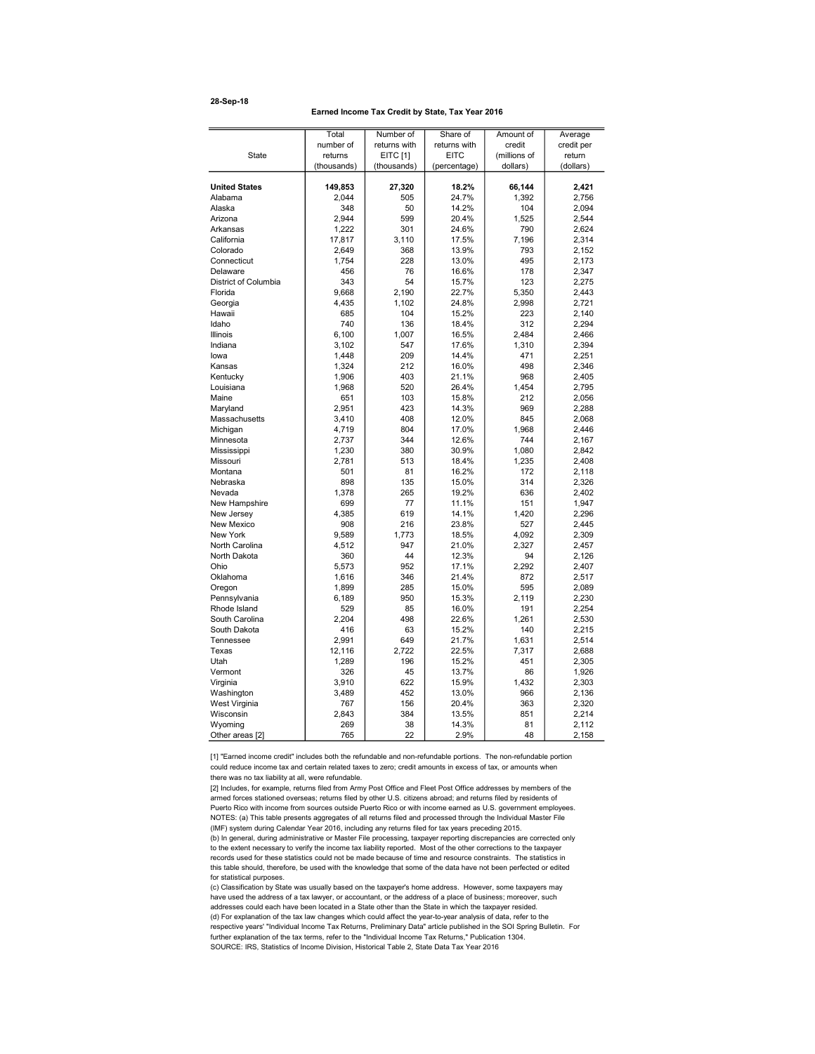28-Sep-18

**Earned Income Tax Credit by State, Tax Year 2016**

| State | Total number of returns (thousands) | Number of returns with EITC [1] (thousands) | Share of returns with EITC (percentage) | Amount of credit (millions of dollars) | Average credit per return (dollars) |
|---|---|---|---|---|---|
| **United States** | **149,853** | **27,320** | **18.2%** | **66,144** | **2,421** |
| Alabama | 2,044 | 505 | 24.7% | 1,392 | 2,756 |
| Alaska | 348 | 50 | 14.2% | 104 | 2,094 |
| Arizona | 2,944 | 599 | 20.4% | 1,525 | 2,544 |
| Arkansas | 1,222 | 301 | 24.6% | 790 | 2,624 |
| California | 17,817 | 3,110 | 17.5% | 7,196 | 2,314 |
| Colorado | 2,649 | 368 | 13.9% | 793 | 2,152 |
| Connecticut | 1,754 | 228 | 13.0% | 495 | 2,173 |
| Delaware | 456 | 76 | 16.6% | 178 | 2,347 |
| District of Columbia | 343 | 54 | 15.7% | 123 | 2,275 |
| Florida | 9,668 | 2,190 | 22.7% | 5,350 | 2,443 |
| Georgia | 4,435 | 1,102 | 24.8% | 2,998 | 2,721 |
| Hawaii | 685 | 104 | 15.2% | 223 | 2,140 |
| Idaho | 740 | 136 | 18.4% | 312 | 2,294 |
| Illinois | 6,100 | 1,007 | 16.5% | 2,484 | 2,466 |
| Indiana | 3,102 | 547 | 17.6% | 1,310 | 2,394 |
| Iowa | 1,448 | 209 | 14.4% | 471 | 2,251 |
| Kansas | 1,324 | 212 | 16.0% | 498 | 2,346 |
| Kentucky | 1,906 | 403 | 21.1% | 968 | 2,405 |
| Louisiana | 1,968 | 520 | 26.4% | 1,454 | 2,795 |
| Maine | 651 | 103 | 15.8% | 212 | 2,056 |
| Maryland | 2,951 | 423 | 14.3% | 969 | 2,288 |
| Massachusetts | 3,410 | 408 | 12.0% | 845 | 2,068 |
| Michigan | 4,719 | 804 | 17.0% | 1,968 | 2,446 |
| Minnesota | 2,737 | 344 | 12.6% | 744 | 2,167 |
| Mississippi | 1,230 | 380 | 30.9% | 1,080 | 2,842 |
| Missouri | 2,781 | 513 | 18.4% | 1,235 | 2,408 |
| Montana | 501 | 81 | 16.2% | 172 | 2,118 |
| Nebraska | 898 | 135 | 15.0% | 314 | 2,326 |
| Nevada | 1,378 | 265 | 19.2% | 636 | 2,402 |
| New Hampshire | 699 | 77 | 11.1% | 151 | 1,947 |
| New Jersey | 4,385 | 619 | 14.1% | 1,420 | 2,296 |
| New Mexico | 908 | 216 | 23.8% | 527 | 2,445 |
| New York | 9,589 | 1,773 | 18.5% | 4,092 | 2,309 |
| North Carolina | 4,512 | 947 | 21.0% | 2,327 | 2,457 |
| North Dakota | 360 | 44 | 12.3% | 94 | 2,126 |
| Ohio | 5,573 | 952 | 17.1% | 2,292 | 2,407 |
| Oklahoma | 1,616 | 346 | 21.4% | 872 | 2,517 |
| Oregon | 1,899 | 285 | 15.0% | 595 | 2,089 |
| Pennsylvania | 6,189 | 950 | 15.3% | 2,119 | 2,230 |
| Rhode Island | 529 | 85 | 16.0% | 191 | 2,254 |
| South Carolina | 2,204 | 498 | 22.6% | 1,261 | 2,530 |
| South Dakota | 416 | 63 | 15.2% | 140 | 2,215 |
| Tennessee | 2,991 | 649 | 21.7% | 1,631 | 2,514 |
| Texas | 12,116 | 2,722 | 22.5% | 7,317 | 2,688 |
| Utah | 1,289 | 196 | 15.2% | 451 | 2,305 |
| Vermont | 326 | 45 | 13.7% | 86 | 1,926 |
| Virginia | 3,910 | 622 | 15.9% | 1,432 | 2,303 |
| Washington | 3,489 | 452 | 13.0% | 966 | 2,136 |
| West Virginia | 767 | 156 | 20.4% | 363 | 2,320 |
| Wisconsin | 2,843 | 384 | 13.5% | 851 | 2,214 |
| Wyoming | 269 | 38 | 14.3% | 81 | 2,112 |
| Other areas [2] | 765 | 22 | 2.9% | 48 | 2,158 |

[1] "Earned income credit" includes both the refundable and non-refundable portions. The non-refundable portion could reduce income tax and certain related taxes to zero; credit amounts in excess of tax, or amounts when there was no tax liability at all, were refundable.

[2] Includes, for example, returns filed from Army Post Office and Fleet Post Office addresses by members of the armed forces stationed overseas; returns filed by other U.S. citizens abroad; and returns filed by residents of Puerto Rico with income from sources outside Puerto Rico or with income earned as U.S. government employees.

NOTES: (a) This table presents aggregates of all returns filed and processed through the Individual Master File (IMF) system during Calendar Year 2016, including any returns filed for tax years preceding 2015.

(b) In general, during administrative or Master File processing, taxpayer reporting discrepancies are corrected only to the extent necessary to verify the income tax liability reported. Most of the other corrections to the taxpayer records used for these statistics could not be made because of time and resource constraints. The statistics in this table should, therefore, be used with the knowledge that some of the data have not been perfected or edited for statistical purposes.

(c) Classification by State was usually based on the taxpayer's home address. However, some taxpayers may have used the address of a tax lawyer, or accountant, or the address of a place of business; moreover, such addresses could each have been located in a State other than the State in which the taxpayer resided.

(d) For explanation of the tax law changes which could affect the year-to-year analysis of data, refer to the respective years' "Individual Income Tax Returns, Preliminary Data" article published in the SOI Spring Bulletin. For further explanation of the tax terms, refer to the "Individual Income Tax Returns," Publication 1304.

SOURCE: IRS, Statistics of Income Division, Historical Table 2, State Data Tax Year 2016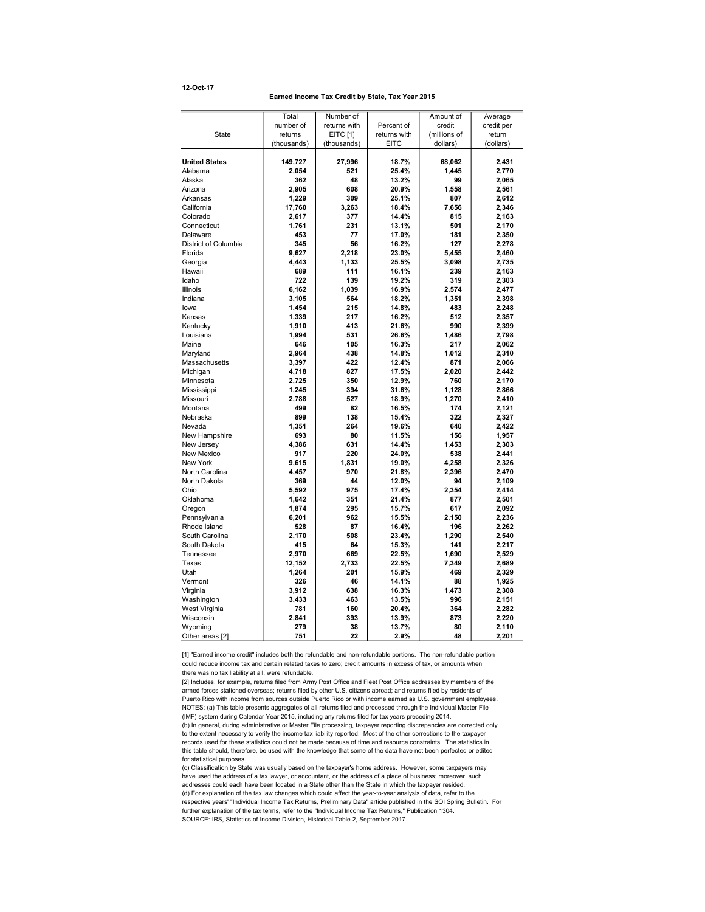12-Oct-17

**Earned Income Tax Credit by State, Tax Year 2015**

| State | Total number of returns (thousands) | Number of returns with EITC [1] (thousands) | Percent of returns with EITC | Amount of credit (millions of dollars) | Average credit per return (dollars) |
|---|---|---|---|---|---|
| **United States** | **149,727** | **27,996** | **18.7%** | **68,062** | **2,431** |
| Alabama | **2,054** | **521** | **25.4%** | **1,445** | **2,770** |
| Alaska | **362** | **48** | **13.2%** | **99** | **2,065** |
| Arizona | **2,905** | **608** | **20.9%** | **1,558** | **2,561** |
| Arkansas | **1,229** | **309** | **25.1%** | **807** | **2,612** |
| California | **17,760** | **3,263** | **18.4%** | **7,656** | **2,346** |
| Colorado | **2,617** | **377** | **14.4%** | **815** | **2,163** |
| Connecticut | **1,761** | **231** | **13.1%** | **501** | **2,170** |
| Delaware | **453** | **77** | **17.0%** | **181** | **2,350** |
| District of Columbia | **345** | **56** | **16.2%** | **127** | **2,278** |
| Florida | **9,627** | **2,218** | **23.0%** | **5,455** | **2,460** |
| Georgia | **4,443** | **1,133** | **25.5%** | **3,098** | **2,735** |
| Hawaii | **689** | **111** | **16.1%** | **239** | **2,163** |
| Idaho | **722** | **139** | **19.2%** | **319** | **2,303** |
| Illinois | **6,162** | **1,039** | **16.9%** | **2,574** | **2,477** |
| Indiana | **3,105** | **564** | **18.2%** | **1,351** | **2,398** |
| Iowa | **1,454** | **215** | **14.8%** | **483** | **2,248** |
| Kansas | **1,339** | **217** | **16.2%** | **512** | **2,357** |
| Kentucky | **1,910** | **413** | **21.6%** | **990** | **2,399** |
| Louisiana | **1,994** | **531** | **26.6%** | **1,486** | **2,798** |
| Maine | **646** | **105** | **16.3%** | **217** | **2,062** |
| Maryland | **2,964** | **438** | **14.8%** | **1,012** | **2,310** |
| Massachusetts | **3,397** | **422** | **12.4%** | **871** | **2,066** |
| Michigan | **4,718** | **827** | **17.5%** | **2,020** | **2,442** |
| Minnesota | **2,725** | **350** | **12.9%** | **760** | **2,170** |
| Mississippi | **1,245** | **394** | **31.6%** | **1,128** | **2,866** |
| Missouri | **2,788** | **527** | **18.9%** | **1,270** | **2,410** |
| Montana | **499** | **82** | **16.5%** | **174** | **2,121** |
| Nebraska | **899** | **138** | **15.4%** | **322** | **2,327** |
| Nevada | **1,351** | **264** | **19.6%** | **640** | **2,422** |
| New Hampshire | **693** | **80** | **11.5%** | **156** | **1,957** |
| New Jersey | **4,386** | **631** | **14.4%** | **1,453** | **2,303** |
| New Mexico | **917** | **220** | **24.0%** | **538** | **2,441** |
| New York | **9,615** | **1,831** | **19.0%** | **4,258** | **2,326** |
| North Carolina | **4,457** | **970** | **21.8%** | **2,396** | **2,470** |
| North Dakota | **369** | **44** | **12.0%** | **94** | **2,109** |
| Ohio | **5,592** | **975** | **17.4%** | **2,354** | **2,414** |
| Oklahoma | **1,642** | **351** | **21.4%** | **877** | **2,501** |
| Oregon | **1,874** | **295** | **15.7%** | **617** | **2,092** |
| Pennsylvania | **6,201** | **962** | **15.5%** | **2,150** | **2,236** |
| Rhode Island | **528** | **87** | **16.4%** | **196** | **2,262** |
| South Carolina | **2,170** | **508** | **23.4%** | **1,290** | **2,540** |
| South Dakota | **415** | **64** | **15.3%** | **141** | **2,217** |
| Tennessee | **2,970** | **669** | **22.5%** | **1,690** | **2,529** |
| Texas | **12,152** | **2,733** | **22.5%** | **7,349** | **2,689** |
| Utah | **1,264** | **201** | **15.9%** | **469** | **2,329** |
| Vermont | **326** | **46** | **14.1%** | **88** | **1,925** |
| Virginia | **3,912** | **638** | **16.3%** | **1,473** | **2,308** |
| Washington | **3,433** | **463** | **13.5%** | **996** | **2,151** |
| West Virginia | **781** | **160** | **20.4%** | **364** | **2,282** |
| Wisconsin | **2,841** | **393** | **13.9%** | **873** | **2,220** |
| Wyoming | **279** | **38** | **13.7%** | **80** | **2,110** |
| Other areas [2] | **751** | **22** | **2.9%** | **48** | **2,201** |

[1] "Earned income credit" includes both the refundable and non-refundable portions. The non-refundable portion could reduce income tax and certain related taxes to zero; credit amounts in excess of tax, or amounts when there was no tax liability at all, were refundable.

[2] Includes, for example, returns filed from Army Post Office and Fleet Post Office addresses by members of the armed forces stationed overseas; returns filed by other U.S. citizens abroad; and returns filed by residents of Puerto Rico with income from sources outside Puerto Rico or with income earned as U.S. government employees.

NOTES: (a) This table presents aggregates of all returns filed and processed through the Individual Master File (IMF) system during Calendar Year 2015, including any returns filed for tax years preceding 2014.

(b) In general, during administrative or Master File processing, taxpayer reporting discrepancies are corrected only to the extent necessary to verify the income tax liability reported. Most of the other corrections to the taxpayer records used for these statistics could not be made because of time and resource constraints. The statistics in this table should, therefore, be used with the knowledge that some of the data have not been perfected or edited for statistical purposes.

(c) Classification by State was usually based on the taxpayer's home address. However, some taxpayers may have used the address of a tax lawyer, or accountant, or the address of a place of business; moreover, such addresses could each have been located in a State other than the State in which the taxpayer resided.

(d) For explanation of the tax law changes which could affect the year-to-year analysis of data, refer to the respective years' "Individual Income Tax Returns, Preliminary Data" article published in the SOI Spring Bulletin. For further explanation of the tax terms, refer to the "Individual Income Tax Returns," Publication 1304.

SOURCE: IRS, Statistics of Income Division, Historical Table 2, September 2017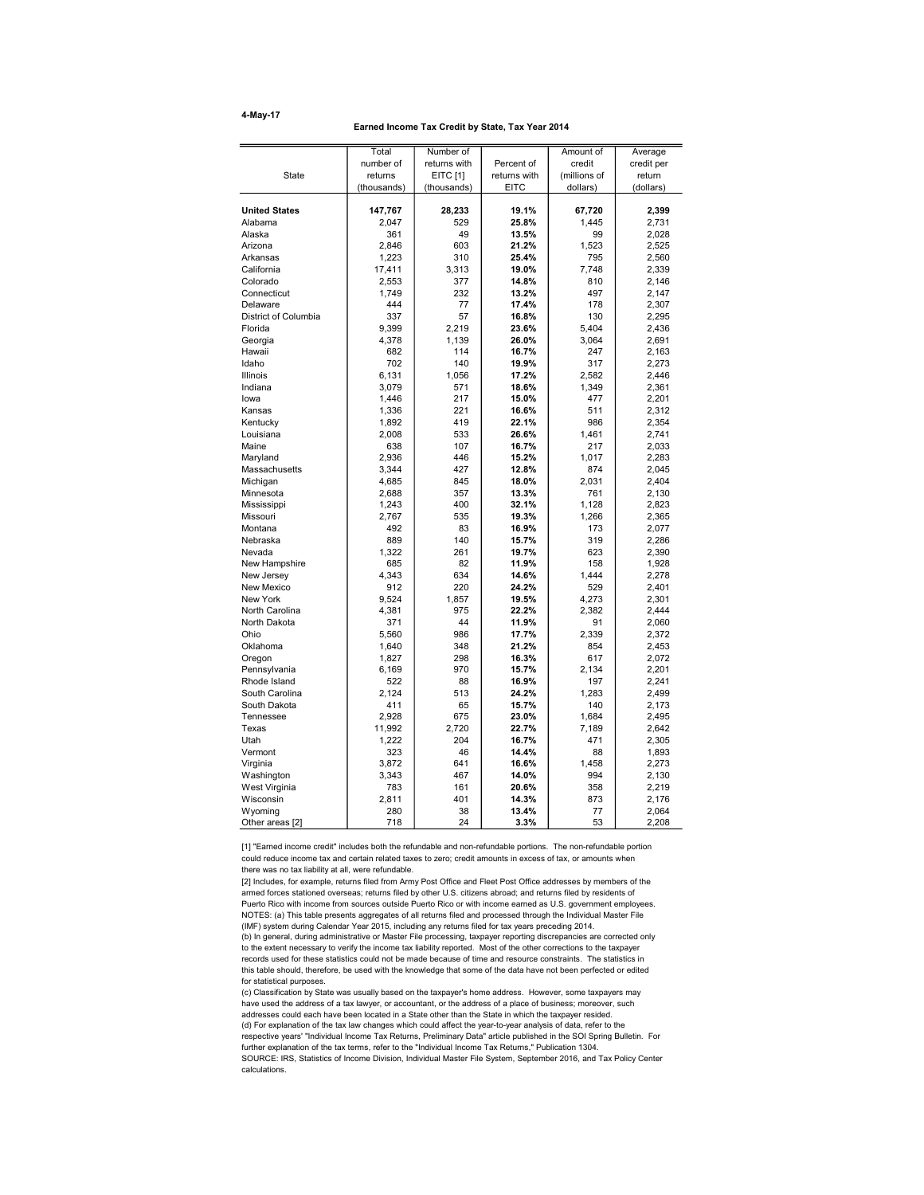4-May-17

**Earned Income Tax Credit by State, Tax Year 2014**

| State | Total number of returns (thousands) | Number of returns with EITC [1] (thousands) | Percent of returns with EITC | Amount of credit (millions of dollars) | Average credit per return (dollars) |
|---|---|---|---|---|---|
| **United States** | **147,767** | **28,233** | **19.1%** | **67,720** | **2,399** |
| Alabama | 2,047 | 529 | **25.8%** | 1,445 | 2,731 |
| Alaska | 361 | 49 | **13.5%** | 99 | 2,028 |
| Arizona | 2,846 | 603 | **21.2%** | 1,523 | 2,525 |
| Arkansas | 1,223 | 310 | **25.4%** | 795 | 2,560 |
| California | 17,411 | 3,313 | **19.0%** | 7,748 | 2,339 |
| Colorado | 2,553 | 377 | **14.8%** | 810 | 2,146 |
| Connecticut | 1,749 | 232 | **13.2%** | 497 | 2,147 |
| Delaware | 444 | 77 | **17.4%** | 178 | 2,307 |
| District of Columbia | 337 | 57 | **16.8%** | 130 | 2,295 |
| Florida | 9,399 | 2,219 | **23.6%** | 5,404 | 2,436 |
| Georgia | 4,378 | 1,139 | **26.0%** | 3,064 | 2,691 |
| Hawaii | 682 | 114 | **16.7%** | 247 | 2,163 |
| Idaho | 702 | 140 | **19.9%** | 317 | 2,273 |
| Illinois | 6,131 | 1,056 | **17.2%** | 2,582 | 2,446 |
| Indiana | 3,079 | 571 | **18.6%** | 1,349 | 2,361 |
| Iowa | 1,446 | 217 | **15.0%** | 477 | 2,201 |
| Kansas | 1,336 | 221 | **16.6%** | 511 | 2,312 |
| Kentucky | 1,892 | 419 | **22.1%** | 986 | 2,354 |
| Louisiana | 2,008 | 533 | **26.6%** | 1,461 | 2,741 |
| Maine | 638 | 107 | **16.7%** | 217 | 2,033 |
| Maryland | 2,936 | 446 | **15.2%** | 1,017 | 2,283 |
| Massachusetts | 3,344 | 427 | **12.8%** | 874 | 2,045 |
| Michigan | 4,685 | 845 | **18.0%** | 2,031 | 2,404 |
| Minnesota | 2,688 | 357 | **13.3%** | 761 | 2,130 |
| Mississippi | 1,243 | 400 | **32.1%** | 1,128 | 2,823 |
| Missouri | 2,767 | 535 | **19.3%** | 1,266 | 2,365 |
| Montana | 492 | 83 | **16.9%** | 173 | 2,077 |
| Nebraska | 889 | 140 | **15.7%** | 319 | 2,286 |
| Nevada | 1,322 | 261 | **19.7%** | 623 | 2,390 |
| New Hampshire | 685 | 82 | **11.9%** | 158 | 1,928 |
| New Jersey | 4,343 | 634 | **14.6%** | 1,444 | 2,278 |
| New Mexico | 912 | 220 | **24.2%** | 529 | 2,401 |
| New York | 9,524 | 1,857 | **19.5%** | 4,273 | 2,301 |
| North Carolina | 4,381 | 975 | **22.2%** | 2,382 | 2,444 |
| North Dakota | 371 | 44 | **11.9%** | 91 | 2,060 |
| Ohio | 5,560 | 986 | **17.7%** | 2,339 | 2,372 |
| Oklahoma | 1,640 | 348 | **21.2%** | 854 | 2,453 |
| Oregon | 1,827 | 298 | **16.3%** | 617 | 2,072 |
| Pennsylvania | 6,169 | 970 | **15.7%** | 2,134 | 2,201 |
| Rhode Island | 522 | 88 | **16.9%** | 197 | 2,241 |
| South Carolina | 2,124 | 513 | **24.2%** | 1,283 | 2,499 |
| South Dakota | 411 | 65 | **15.7%** | 140 | 2,173 |
| Tennessee | 2,928 | 675 | **23.0%** | 1,684 | 2,495 |
| Texas | 11,992 | 2,720 | **22.7%** | 7,189 | 2,642 |
| Utah | 1,222 | 204 | **16.7%** | 471 | 2,305 |
| Vermont | 323 | 46 | **14.4%** | 88 | 1,893 |
| Virginia | 3,872 | 641 | **16.6%** | 1,458 | 2,273 |
| Washington | 3,343 | 467 | **14.0%** | 994 | 2,130 |
| West Virginia | 783 | 161 | **20.6%** | 358 | 2,219 |
| Wisconsin | 2,811 | 401 | **14.3%** | 873 | 2,176 |
| Wyoming | 280 | 38 | **13.4%** | 77 | 2,064 |
| Other areas [2] | 718 | 24 | **3.3%** | 53 | 2,208 |

[1] "Earned income credit" includes both the refundable and non-refundable portions. The non-refundable portion could reduce income tax and certain related taxes to zero; credit amounts in excess of tax, or amounts when there was no tax liability at all, were refundable.

[2] Includes, for example, returns filed from Army Post Office and Fleet Post Office addresses by members of the armed forces stationed overseas; returns filed by other U.S. citizens abroad; and returns filed by residents of Puerto Rico with income from sources outside Puerto Rico or with income earned as U.S. government employees.

NOTES: (a) This table presents aggregates of all returns filed and processed through the Individual Master File (IMF) system during Calendar Year 2015, including any returns filed for tax years preceding 2014.

(b) In general, during administrative or Master File processing, taxpayer reporting discrepancies are corrected only to the extent necessary to verify the income tax liability reported. Most of the other corrections to the taxpayer records used for these statistics could not be made because of time and resource constraints. The statistics in this table should, therefore, be used with the knowledge that some of the data have not been perfected or edited for statistical purposes.

(c) Classification by State was usually based on the taxpayer's home address. However, some taxpayers may have used the address of a tax lawyer, or accountant, or the address of a place of business; moreover, such addresses could each have been located in a State other than the State in which the taxpayer resided.

(d) For explanation of the tax law changes which could affect the year-to-year analysis of data, refer to the respective years' "Individual Income Tax Returns, Preliminary Data" article published in the SOI Spring Bulletin. For further explanation of the tax terms, refer to the "Individual Income Tax Returns," Publication 1304.

SOURCE: IRS, Statistics of Income Division, Individual Master File System, September 2016, and Tax Policy Center calculations.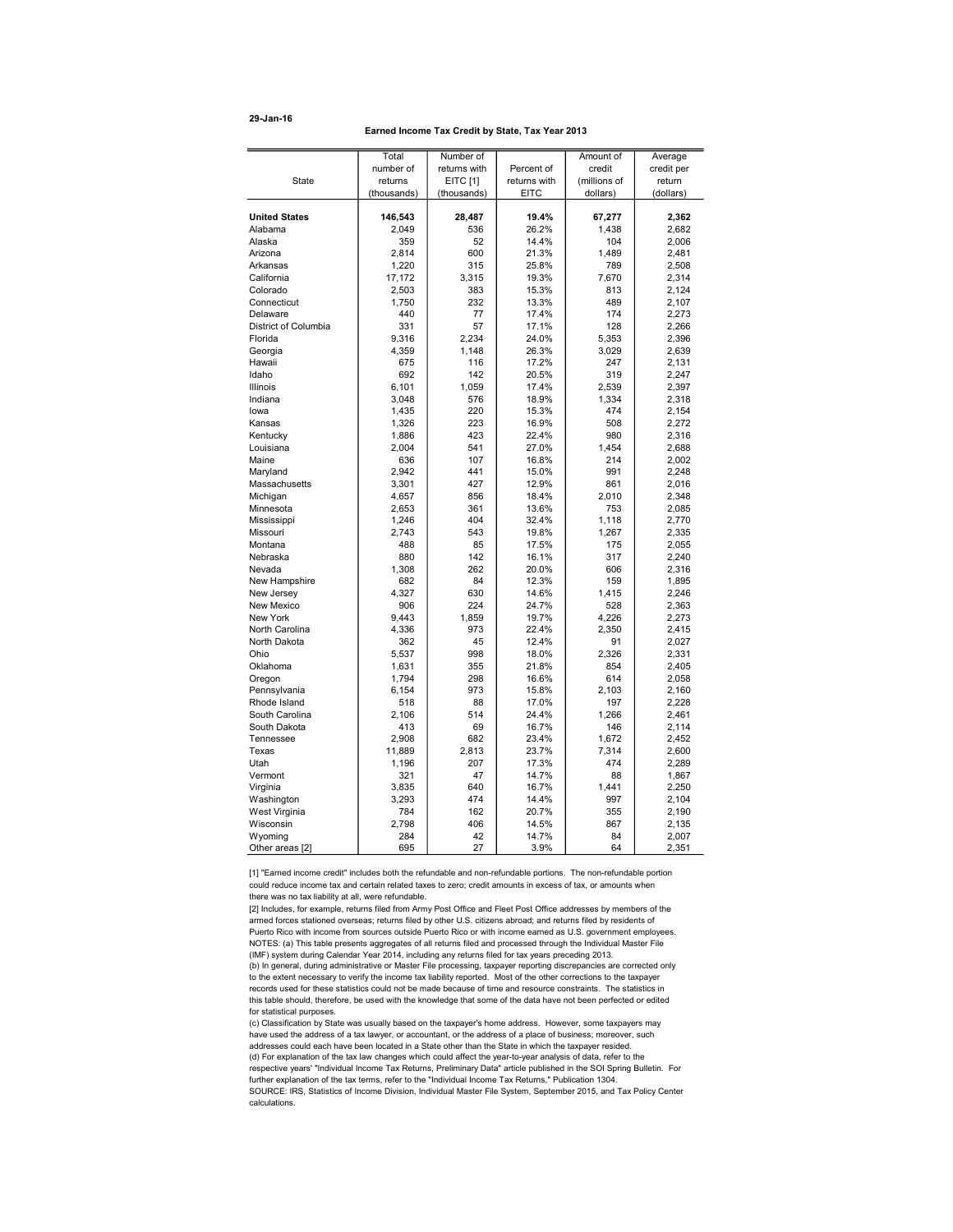29-Jan-16

**Earned Income Tax Credit by State, Tax Year 2013**

| State | Total number of returns (thousands) | Number of returns with EITC [1] (thousands) | Percent of returns with EITC | Amount of credit (millions of dollars) | Average credit per return (dollars) |
|---|---|---|---|---|---|
| **United States** | **146,543** | **28,487** | **19.4%** | **67,277** | **2,362** |
| Alabama | 2,049 | 536 | 26.2% | 1,438 | 2,682 |
| Alaska | 359 | 52 | 14.4% | 104 | 2,006 |
| Arizona | 2,814 | 600 | 21.3% | 1,489 | 2,481 |
| Arkansas | 1,220 | 315 | 25.8% | 789 | 2,508 |
| California | 17,172 | 3,315 | 19.3% | 7,670 | 2,314 |
| Colorado | 2,503 | 383 | 15.3% | 813 | 2,124 |
| Connecticut | 1,750 | 232 | 13.3% | 489 | 2,107 |
| Delaware | 440 | 77 | 17.4% | 174 | 2,273 |
| District of Columbia | 331 | 57 | 17.1% | 128 | 2,266 |
| Florida | 9,316 | 2,234 | 24.0% | 5,353 | 2,396 |
| Georgia | 4,359 | 1,148 | 26.3% | 3,029 | 2,639 |
| Hawaii | 675 | 116 | 17.2% | 247 | 2,131 |
| Idaho | 692 | 142 | 20.5% | 319 | 2,247 |
| Illinois | 6,101 | 1,059 | 17.4% | 2,539 | 2,397 |
| Indiana | 3,048 | 576 | 18.9% | 1,334 | 2,318 |
| Iowa | 1,435 | 220 | 15.3% | 474 | 2,154 |
| Kansas | 1,326 | 223 | 16.9% | 508 | 2,272 |
| Kentucky | 1,886 | 423 | 22.4% | 980 | 2,316 |
| Louisiana | 2,004 | 541 | 27.0% | 1,454 | 2,688 |
| Maine | 636 | 107 | 16.8% | 214 | 2,002 |
| Maryland | 2,942 | 441 | 15.0% | 991 | 2,248 |
| Massachusetts | 3,301 | 427 | 12.9% | 861 | 2,016 |
| Michigan | 4,657 | 856 | 18.4% | 2,010 | 2,348 |
| Minnesota | 2,653 | 361 | 13.6% | 753 | 2,085 |
| Mississippi | 1,246 | 404 | 32.4% | 1,118 | 2,770 |
| Missouri | 2,743 | 543 | 19.8% | 1,267 | 2,335 |
| Montana | 488 | 85 | 17.5% | 175 | 2,055 |
| Nebraska | 880 | 142 | 16.1% | 317 | 2,240 |
| Nevada | 1,308 | 262 | 20.0% | 606 | 2,316 |
| New Hampshire | 682 | 84 | 12.3% | 159 | 1,895 |
| New Jersey | 4,327 | 630 | 14.6% | 1,415 | 2,246 |
| New Mexico | 906 | 224 | 24.7% | 528 | 2,363 |
| New York | 9,443 | 1,859 | 19.7% | 4,226 | 2,273 |
| North Carolina | 4,336 | 973 | 22.4% | 2,350 | 2,415 |
| North Dakota | 362 | 45 | 12.4% | 91 | 2,027 |
| Ohio | 5,537 | 998 | 18.0% | 2,326 | 2,331 |
| Oklahoma | 1,631 | 355 | 21.8% | 854 | 2,405 |
| Oregon | 1,794 | 298 | 16.6% | 614 | 2,058 |
| Pennsylvania | 6,154 | 973 | 15.8% | 2,103 | 2,160 |
| Rhode Island | 518 | 88 | 17.0% | 197 | 2,228 |
| South Carolina | 2,106 | 514 | 24.4% | 1,266 | 2,461 |
| South Dakota | 413 | 69 | 16.7% | 146 | 2,114 |
| Tennessee | 2,908 | 682 | 23.4% | 1,672 | 2,452 |
| Texas | 11,889 | 2,813 | 23.7% | 7,314 | 2,600 |
| Utah | 1,196 | 207 | 17.3% | 474 | 2,289 |
| Vermont | 321 | 47 | 14.7% | 88 | 1,867 |
| Virginia | 3,835 | 640 | 16.7% | 1,441 | 2,250 |
| Washington | 3,293 | 474 | 14.4% | 997 | 2,104 |
| West Virginia | 784 | 162 | 20.7% | 355 | 2,190 |
| Wisconsin | 2,798 | 406 | 14.5% | 867 | 2,135 |
| Wyoming | 284 | 42 | 14.7% | 84 | 2,007 |
| Other areas [2] | 695 | 27 | 3.9% | 64 | 2,351 |

[1] "Earned income credit" includes both the refundable and non-refundable portions. The non-refundable portion could reduce income tax and certain related taxes to zero; credit amounts in excess of tax, or amounts when there was no tax liability at all, were refundable.

[2] Includes, for example, returns filed from Army Post Office and Fleet Post Office addresses by members of the armed forces stationed overseas; returns filed by other U.S. citizens abroad; and returns filed by residents of Puerto Rico with income from sources outside Puerto Rico or with income earned as U.S. government employees.

NOTES: (a) This table presents aggregates of all returns filed and processed through the Individual Master File (IMF) system during Calendar Year 2014, including any returns filed for tax years preceding 2013.

(b) In general, during administrative or Master File processing, taxpayer reporting discrepancies are corrected only to the extent necessary to verify the income tax liability reported. Most of the other corrections to the taxpayer records used for these statistics could not be made because of time and resource constraints. The statistics in this table should, therefore, be used with the knowledge that some of the data have not been perfected or edited for statistical purposes.

(c) Classification by State was usually based on the taxpayer's home address. However, some taxpayers may have used the address of a tax lawyer, or accountant, or the address of a place of business; moreover, such addresses could each have been located in a State other than the State in which the taxpayer resided.

(d) For explanation of the tax law changes which could affect the year-to-year analysis of data, refer to the respective years' "Individual Income Tax Returns, Preliminary Data" article published in the SOI Spring Bulletin. For further explanation of the tax terms, refer to the "Individual Income Tax Returns," Publication 1304.

SOURCE: IRS, Statistics of Income Division, Individual Master File System, September 2015, and Tax Policy Center calculations.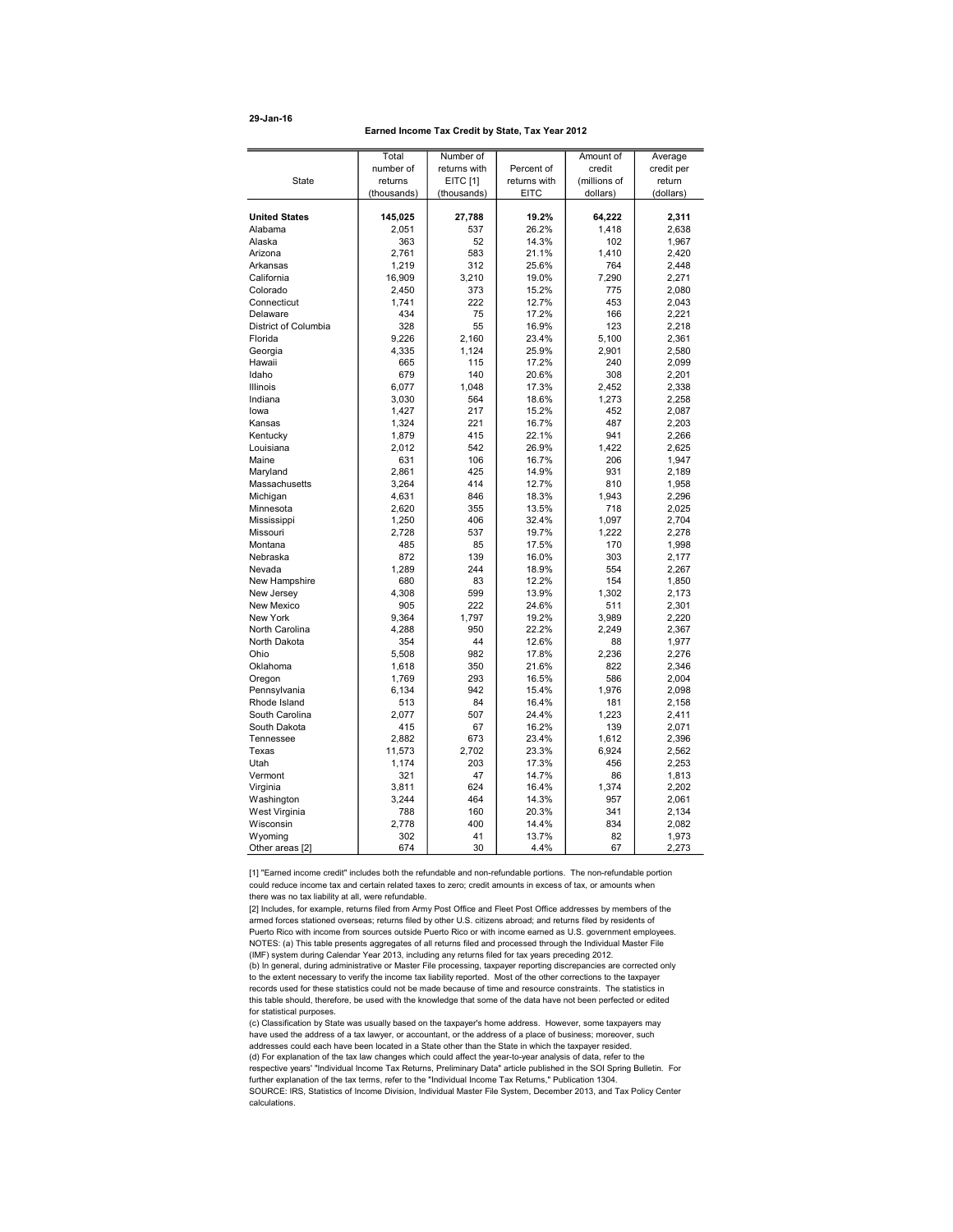29-Jan-16

**Earned Income Tax Credit by State, Tax Year 2012**

| State | Total number of returns (thousands) | Number of returns with EITC [1] (thousands) | Percent of returns with EITC | Amount of credit (millions of dollars) | Average credit per return (dollars) |
|---|---|---|---|---|---|
| **United States** | **145,025** | **27,788** | **19.2%** | **64,222** | **2,311** |
| Alabama | 2,051 | 537 | 26.2% | 1,418 | 2,638 |
| Alaska | 363 | 52 | 14.3% | 102 | 1,967 |
| Arizona | 2,761 | 583 | 21.1% | 1,410 | 2,420 |
| Arkansas | 1,219 | 312 | 25.6% | 764 | 2,448 |
| California | 16,909 | 3,210 | 19.0% | 7,290 | 2,271 |
| Colorado | 2,450 | 373 | 15.2% | 775 | 2,080 |
| Connecticut | 1,741 | 222 | 12.7% | 453 | 2,043 |
| Delaware | 434 | 75 | 17.2% | 166 | 2,221 |
| District of Columbia | 328 | 55 | 16.9% | 123 | 2,218 |
| Florida | 9,226 | 2,160 | 23.4% | 5,100 | 2,361 |
| Georgia | 4,335 | 1,124 | 25.9% | 2,901 | 2,580 |
| Hawaii | 665 | 115 | 17.2% | 240 | 2,099 |
| Idaho | 679 | 140 | 20.6% | 308 | 2,201 |
| Illinois | 6,077 | 1,048 | 17.3% | 2,452 | 2,338 |
| Indiana | 3,030 | 564 | 18.6% | 1,273 | 2,258 |
| Iowa | 1,427 | 217 | 15.2% | 452 | 2,087 |
| Kansas | 1,324 | 221 | 16.7% | 487 | 2,203 |
| Kentucky | 1,879 | 415 | 22.1% | 941 | 2,266 |
| Louisiana | 2,012 | 542 | 26.9% | 1,422 | 2,625 |
| Maine | 631 | 106 | 16.7% | 206 | 1,947 |
| Maryland | 2,861 | 425 | 14.9% | 931 | 2,189 |
| Massachusetts | 3,264 | 414 | 12.7% | 810 | 1,958 |
| Michigan | 4,631 | 846 | 18.3% | 1,943 | 2,296 |
| Minnesota | 2,620 | 355 | 13.5% | 718 | 2,025 |
| Mississippi | 1,250 | 406 | 32.4% | 1,097 | 2,704 |
| Missouri | 2,728 | 537 | 19.7% | 1,222 | 2,278 |
| Montana | 485 | 85 | 17.5% | 170 | 1,998 |
| Nebraska | 872 | 139 | 16.0% | 303 | 2,177 |
| Nevada | 1,289 | 244 | 18.9% | 554 | 2,267 |
| New Hampshire | 680 | 83 | 12.2% | 154 | 1,850 |
| New Jersey | 4,308 | 599 | 13.9% | 1,302 | 2,173 |
| New Mexico | 905 | 222 | 24.6% | 511 | 2,301 |
| New York | 9,364 | 1,797 | 19.2% | 3,989 | 2,220 |
| North Carolina | 4,288 | 950 | 22.2% | 2,249 | 2,367 |
| North Dakota | 354 | 44 | 12.6% | 88 | 1,977 |
| Ohio | 5,508 | 982 | 17.8% | 2,236 | 2,276 |
| Oklahoma | 1,618 | 350 | 21.6% | 822 | 2,346 |
| Oregon | 1,769 | 293 | 16.5% | 586 | 2,004 |
| Pennsylvania | 6,134 | 942 | 15.4% | 1,976 | 2,098 |
| Rhode Island | 513 | 84 | 16.4% | 181 | 2,158 |
| South Carolina | 2,077 | 507 | 24.4% | 1,223 | 2,411 |
| South Dakota | 415 | 67 | 16.2% | 139 | 2,071 |
| Tennessee | 2,882 | 673 | 23.4% | 1,612 | 2,396 |
| Texas | 11,573 | 2,702 | 23.3% | 6,924 | 2,562 |
| Utah | 1,174 | 203 | 17.3% | 456 | 2,253 |
| Vermont | 321 | 47 | 14.7% | 86 | 1,813 |
| Virginia | 3,811 | 624 | 16.4% | 1,374 | 2,202 |
| Washington | 3,244 | 464 | 14.3% | 957 | 2,061 |
| West Virginia | 788 | 160 | 20.3% | 341 | 2,134 |
| Wisconsin | 2,778 | 400 | 14.4% | 834 | 2,082 |
| Wyoming | 302 | 41 | 13.7% | 82 | 1,973 |
| Other areas [2] | 674 | 30 | 4.4% | 67 | 2,273 |

[1] "Earned income credit" includes both the refundable and non-refundable portions. The non-refundable portion could reduce income tax and certain related taxes to zero; credit amounts in excess of tax, or amounts when there was no tax liability at all, were refundable.

[2] Includes, for example, returns filed from Army Post Office and Fleet Post Office addresses by members of the armed forces stationed overseas; returns filed by other U.S. citizens abroad; and returns filed by residents of Puerto Rico with income from sources outside Puerto Rico or with income earned as U.S. government employees.

NOTES: (a) This table presents aggregates of all returns filed and processed through the Individual Master File (IMF) system during Calendar Year 2013, including any returns filed for tax years preceding 2012.

(b) In general, during administrative or Master File processing, taxpayer reporting discrepancies are corrected only to the extent necessary to verify the income tax liability reported. Most of the other corrections to the taxpayer records used for these statistics could not be made because of time and resource constraints. The statistics in this table should, therefore, be used with the knowledge that some of the data have not been perfected or edited for statistical purposes.

(c) Classification by State was usually based on the taxpayer's home address. However, some taxpayers may have used the address of a tax lawyer, or accountant, or the address of a place of business; moreover, such addresses could each have been located in a State other than the State in which the taxpayer resided.

(d) For explanation of the tax law changes which could affect the year-to-year analysis of data, refer to the respective years' "Individual Income Tax Returns, Preliminary Data" article published in the SOI Spring Bulletin. For further explanation of the tax terms, refer to the "Individual Income Tax Returns," Publication 1304.

SOURCE: IRS, Statistics of Income Division, Individual Master File System, December 2013, and Tax Policy Center calculations.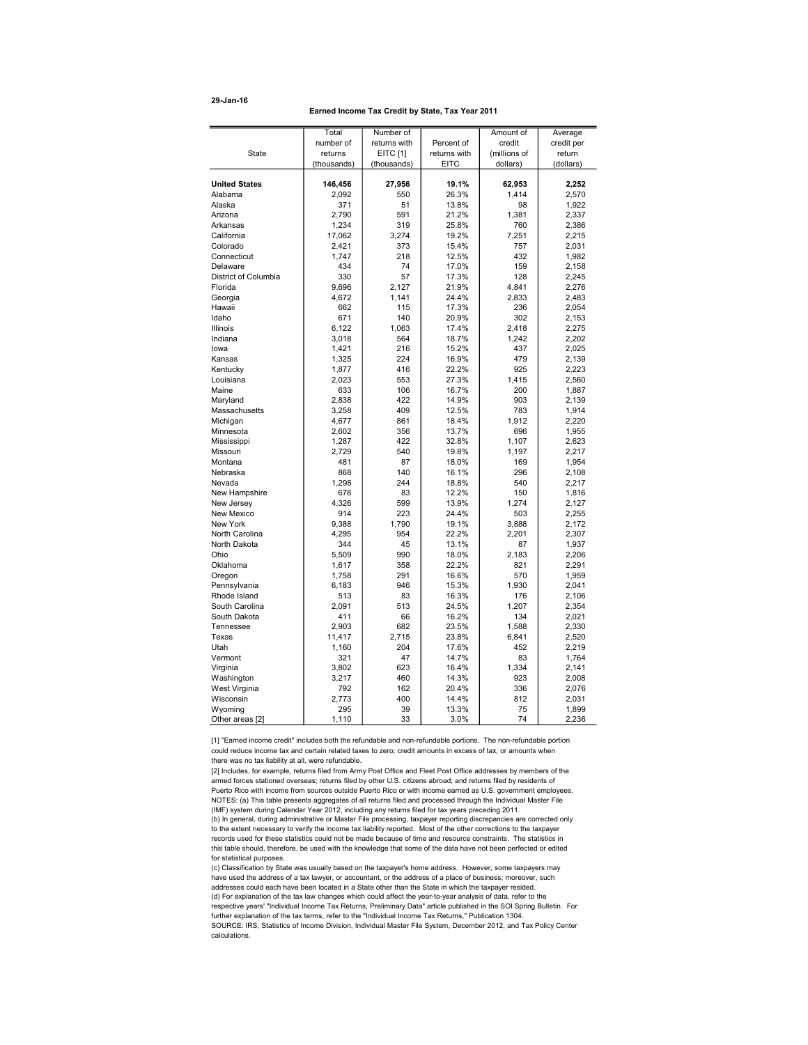29-Jan-16

**Earned Income Tax Credit by State, Tax Year 2011**

| State | Total number of returns (thousands) | Number of returns with EITC [1] (thousands) | Percent of returns with EITC | Amount of credit (millions of dollars) | Average credit per return (dollars) |
|---|---|---|---|---|---|
| **United States** | **146,456** | **27,956** | **19.1%** | **62,953** | **2,252** |
| Alabama | 2,092 | 550 | 26.3% | 1,414 | 2,570 |
| Alaska | 371 | 51 | 13.8% | 98 | 1,922 |
| Arizona | 2,790 | 591 | 21.2% | 1,381 | 2,337 |
| Arkansas | 1,234 | 319 | 25.8% | 760 | 2,386 |
| California | 17,062 | 3,274 | 19.2% | 7,251 | 2,215 |
| Colorado | 2,421 | 373 | 15.4% | 757 | 2,031 |
| Connecticut | 1,747 | 218 | 12.5% | 432 | 1,982 |
| Delaware | 434 | 74 | 17.0% | 159 | 2,158 |
| District of Columbia | 330 | 57 | 17.3% | 128 | 2,245 |
| Florida | 9,696 | 2,127 | 21.9% | 4,841 | 2,276 |
| Georgia | 4,672 | 1,141 | 24.4% | 2,833 | 2,483 |
| Hawaii | 662 | 115 | 17.3% | 236 | 2,054 |
| Idaho | 671 | 140 | 20.9% | 302 | 2,153 |
| Illinois | 6,122 | 1,063 | 17.4% | 2,418 | 2,275 |
| Indiana | 3,018 | 564 | 18.7% | 1,242 | 2,202 |
| Iowa | 1,421 | 216 | 15.2% | 437 | 2,025 |
| Kansas | 1,325 | 224 | 16.9% | 479 | 2,139 |
| Kentucky | 1,877 | 416 | 22.2% | 925 | 2,223 |
| Louisiana | 2,023 | 553 | 27.3% | 1,415 | 2,560 |
| Maine | 633 | 106 | 16.7% | 200 | 1,887 |
| Maryland | 2,838 | 422 | 14.9% | 903 | 2,139 |
| Massachusetts | 3,258 | 409 | 12.5% | 783 | 1,914 |
| Michigan | 4,677 | 861 | 18.4% | 1,912 | 2,220 |
| Minnesota | 2,602 | 356 | 13.7% | 696 | 1,955 |
| Mississippi | 1,287 | 422 | 32.8% | 1,107 | 2,623 |
| Missouri | 2,729 | 540 | 19.8% | 1,197 | 2,217 |
| Montana | 481 | 87 | 18.0% | 169 | 1,954 |
| Nebraska | 868 | 140 | 16.1% | 296 | 2,108 |
| Nevada | 1,298 | 244 | 18.8% | 540 | 2,217 |
| New Hampshire | 678 | 83 | 12.2% | 150 | 1,816 |
| New Jersey | 4,326 | 599 | 13.9% | 1,274 | 2,127 |
| New Mexico | 914 | 223 | 24.4% | 503 | 2,255 |
| New York | 9,388 | 1,790 | 19.1% | 3,888 | 2,172 |
| North Carolina | 4,295 | 954 | 22.2% | 2,201 | 2,307 |
| North Dakota | 344 | 45 | 13.1% | 87 | 1,937 |
| Ohio | 5,509 | 990 | 18.0% | 2,183 | 2,206 |
| Oklahoma | 1,617 | 358 | 22.2% | 821 | 2,291 |
| Oregon | 1,758 | 291 | 16.6% | 570 | 1,959 |
| Pennsylvania | 6,183 | 946 | 15.3% | 1,930 | 2,041 |
| Rhode Island | 513 | 83 | 16.3% | 176 | 2,106 |
| South Carolina | 2,091 | 513 | 24.5% | 1,207 | 2,354 |
| South Dakota | 411 | 66 | 16.2% | 134 | 2,021 |
| Tennessee | 2,903 | 682 | 23.5% | 1,588 | 2,330 |
| Texas | 11,417 | 2,715 | 23.8% | 6,841 | 2,520 |
| Utah | 1,160 | 204 | 17.6% | 452 | 2,219 |
| Vermont | 321 | 47 | 14.7% | 83 | 1,764 |
| Virginia | 3,802 | 623 | 16.4% | 1,334 | 2,141 |
| Washington | 3,217 | 460 | 14.3% | 923 | 2,008 |
| West Virginia | 792 | 162 | 20.4% | 336 | 2,076 |
| Wisconsin | 2,773 | 400 | 14.4% | 812 | 2,031 |
| Wyoming | 295 | 39 | 13.3% | 75 | 1,899 |
| Other areas [2] | 1,110 | 33 | 3.0% | 74 | 2,236 |

[1] "Earned income credit" includes both the refundable and non-refundable portions. The non-refundable portion could reduce income tax and certain related taxes to zero; credit amounts in excess of tax, or amounts when there was no tax liability at all, were refundable.

[2] Includes, for example, returns filed from Army Post Office and Fleet Post Office addresses by members of the armed forces stationed overseas; returns filed by other U.S. citizens abroad; and returns filed by residents of Puerto Rico with income from sources outside Puerto Rico or with income earned as U.S. government employees.

NOTES: (a) This table presents aggregates of all returns filed and processed through the Individual Master File (IMF) system during Calendar Year 2012, including any returns filed for tax years preceding 2011.

(b) In general, during administrative or Master File processing, taxpayer reporting discrepancies are corrected only to the extent necessary to verify the income tax liability reported. Most of the other corrections to the taxpayer records used for these statistics could not be made because of time and resource constraints. The statistics in this table should, therefore, be used with the knowledge that some of the data have not been perfected or edited for statistical purposes.

(c) Classification by State was usually based on the taxpayer's home address. However, some taxpayers may have used the address of a tax lawyer, or accountant, or the address of a place of business; moreover, such addresses could each have been located in a State other than the State in which the taxpayer resided.

(d) For explanation of the tax law changes which could affect the year-to-year analysis of data, refer to the respective years' "Individual Income Tax Returns, Preliminary Data" article published in the SOI Spring Bulletin. For further explanation of the tax terms, refer to the "Individual Income Tax Returns," Publication 1304.

SOURCE: IRS, Statistics of Income Division, Individual Master File System, December 2012, and Tax Policy Center calculations.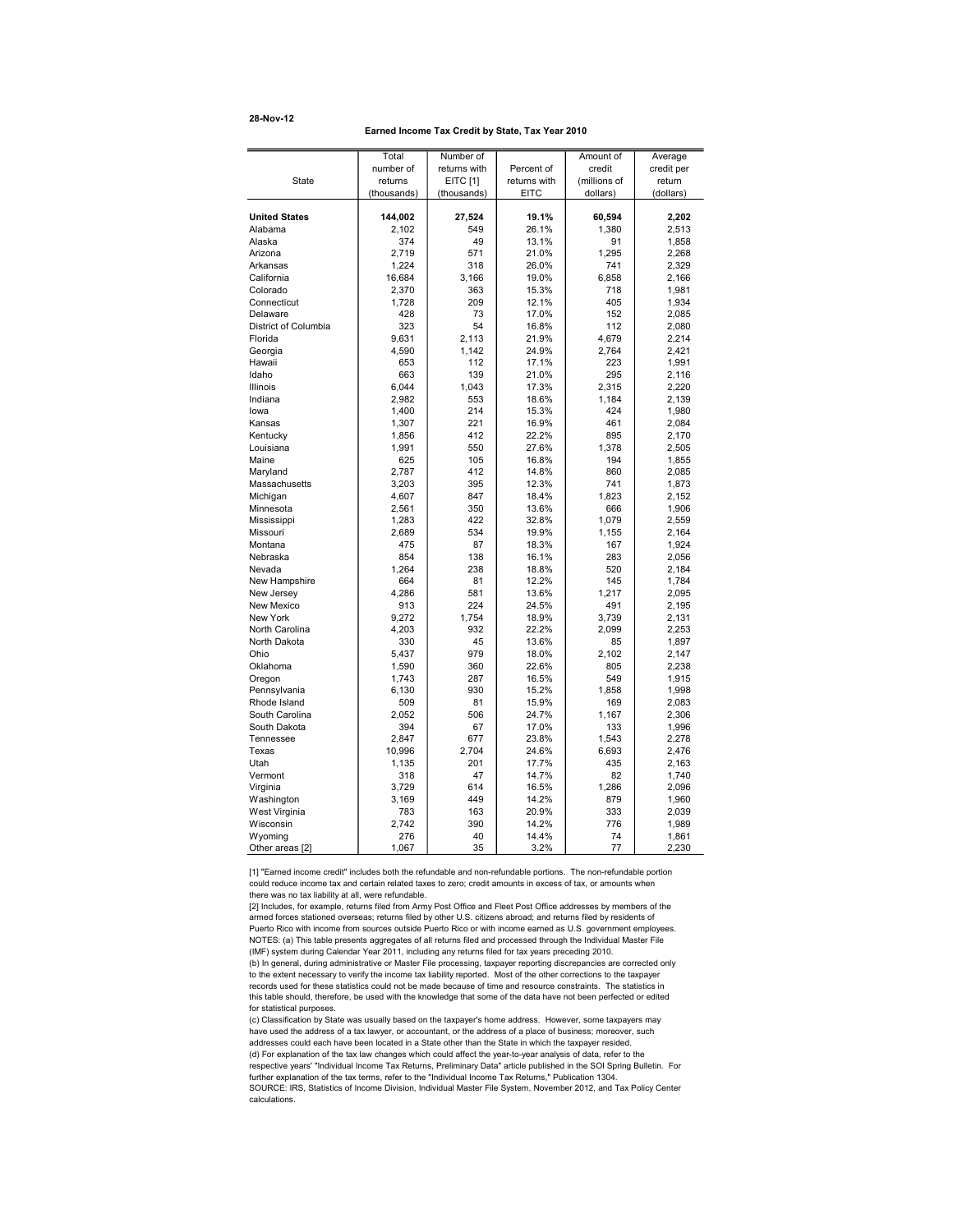28-Nov-12

**Earned Income Tax Credit by State, Tax Year 2010**

| State | Total number of returns (thousands) | Number of returns with EITC [1] (thousands) | Percent of returns with EITC | Amount of credit (millions of dollars) | Average credit per return (dollars) |
|---|---|---|---|---|---|
| **United States** | **144,002** | **27,524** | **19.1%** | **60,594** | **2,202** |
| Alabama | 2,102 | 549 | 26.1% | 1,380 | 2,513 |
| Alaska | 374 | 49 | 13.1% | 91 | 1,858 |
| Arizona | 2,719 | 571 | 21.0% | 1,295 | 2,268 |
| Arkansas | 1,224 | 318 | 26.0% | 741 | 2,329 |
| California | 16,684 | 3,166 | 19.0% | 6,858 | 2,166 |
| Colorado | 2,370 | 363 | 15.3% | 718 | 1,981 |
| Connecticut | 1,728 | 209 | 12.1% | 405 | 1,934 |
| Delaware | 428 | 73 | 17.0% | 152 | 2,085 |
| District of Columbia | 323 | 54 | 16.8% | 112 | 2,080 |
| Florida | 9,631 | 2,113 | 21.9% | 4,679 | 2,214 |
| Georgia | 4,590 | 1,142 | 24.9% | 2,764 | 2,421 |
| Hawaii | 653 | 112 | 17.1% | 223 | 1,991 |
| Idaho | 663 | 139 | 21.0% | 295 | 2,116 |
| Illinois | 6,044 | 1,043 | 17.3% | 2,315 | 2,220 |
| Indiana | 2,982 | 553 | 18.6% | 1,184 | 2,139 |
| Iowa | 1,400 | 214 | 15.3% | 424 | 1,980 |
| Kansas | 1,307 | 221 | 16.9% | 461 | 2,084 |
| Kentucky | 1,856 | 412 | 22.2% | 895 | 2,170 |
| Louisiana | 1,991 | 550 | 27.6% | 1,378 | 2,505 |
| Maine | 625 | 105 | 16.8% | 194 | 1,855 |
| Maryland | 2,787 | 412 | 14.8% | 860 | 2,085 |
| Massachusetts | 3,203 | 395 | 12.3% | 741 | 1,873 |
| Michigan | 4,607 | 847 | 18.4% | 1,823 | 2,152 |
| Minnesota | 2,561 | 350 | 13.6% | 666 | 1,906 |
| Mississippi | 1,283 | 422 | 32.8% | 1,079 | 2,559 |
| Missouri | 2,689 | 534 | 19.9% | 1,155 | 2,164 |
| Montana | 475 | 87 | 18.3% | 167 | 1,924 |
| Nebraska | 854 | 138 | 16.1% | 283 | 2,056 |
| Nevada | 1,264 | 238 | 18.8% | 520 | 2,184 |
| New Hampshire | 664 | 81 | 12.2% | 145 | 1,784 |
| New Jersey | 4,286 | 581 | 13.6% | 1,217 | 2,095 |
| New Mexico | 913 | 224 | 24.5% | 491 | 2,195 |
| New York | 9,272 | 1,754 | 18.9% | 3,739 | 2,131 |
| North Carolina | 4,203 | 932 | 22.2% | 2,099 | 2,253 |
| North Dakota | 330 | 45 | 13.6% | 85 | 1,897 |
| Ohio | 5,437 | 979 | 18.0% | 2,102 | 2,147 |
| Oklahoma | 1,590 | 360 | 22.6% | 805 | 2,238 |
| Oregon | 1,743 | 287 | 16.5% | 549 | 1,915 |
| Pennsylvania | 6,130 | 930 | 15.2% | 1,858 | 1,998 |
| Rhode Island | 509 | 81 | 15.9% | 169 | 2,083 |
| South Carolina | 2,052 | 506 | 24.7% | 1,167 | 2,306 |
| South Dakota | 394 | 67 | 17.0% | 133 | 1,996 |
| Tennessee | 2,847 | 677 | 23.8% | 1,543 | 2,278 |
| Texas | 10,996 | 2,704 | 24.6% | 6,693 | 2,476 |
| Utah | 1,135 | 201 | 17.7% | 435 | 2,163 |
| Vermont | 318 | 47 | 14.7% | 82 | 1,740 |
| Virginia | 3,729 | 614 | 16.5% | 1,286 | 2,096 |
| Washington | 3,169 | 449 | 14.2% | 879 | 1,960 |
| West Virginia | 783 | 163 | 20.9% | 333 | 2,039 |
| Wisconsin | 2,742 | 390 | 14.2% | 776 | 1,989 |
| Wyoming | 276 | 40 | 14.4% | 74 | 1,861 |
| Other areas [2] | 1,067 | 35 | 3.2% | 77 | 2,230 |

[1] "Earned income credit" includes both the refundable and non-refundable portions. The non-refundable portion could reduce income tax and certain related taxes to zero; credit amounts in excess of tax, or amounts when there was no tax liability at all, were refundable.

[2] Includes, for example, returns filed from Army Post Office and Fleet Post Office addresses by members of the armed forces stationed overseas; returns filed by other U.S. citizens abroad; and returns filed by residents of Puerto Rico with income from sources outside Puerto Rico or with income earned as U.S. government employees.

NOTES: (a) This table presents aggregates of all returns filed and processed through the Individual Master File (IMF) system during Calendar Year 2011, including any returns filed for tax years preceding 2010.

(b) In general, during administrative or Master File processing, taxpayer reporting discrepancies are corrected only to the extent necessary to verify the income tax liability reported. Most of the other corrections to the taxpayer records used for these statistics could not be made because of time and resource constraints. The statistics in this table should, therefore, be used with the knowledge that some of the data have not been perfected or edited for statistical purposes.

(c) Classification by State was usually based on the taxpayer's home address. However, some taxpayers may have used the address of a tax lawyer, or accountant, or the address of a place of business; moreover, such addresses could each have been located in a State other than the State in which the taxpayer resided.

(d) For explanation of the tax law changes which could affect the year-to-year analysis of data, refer to the respective years' "Individual Income Tax Returns, Preliminary Data" article published in the SOI Spring Bulletin. For further explanation of the tax terms, refer to the "Individual Income Tax Returns," Publication 1304.

SOURCE: IRS, Statistics of Income Division, Individual Master File System, November 2012, and Tax Policy Center calculations.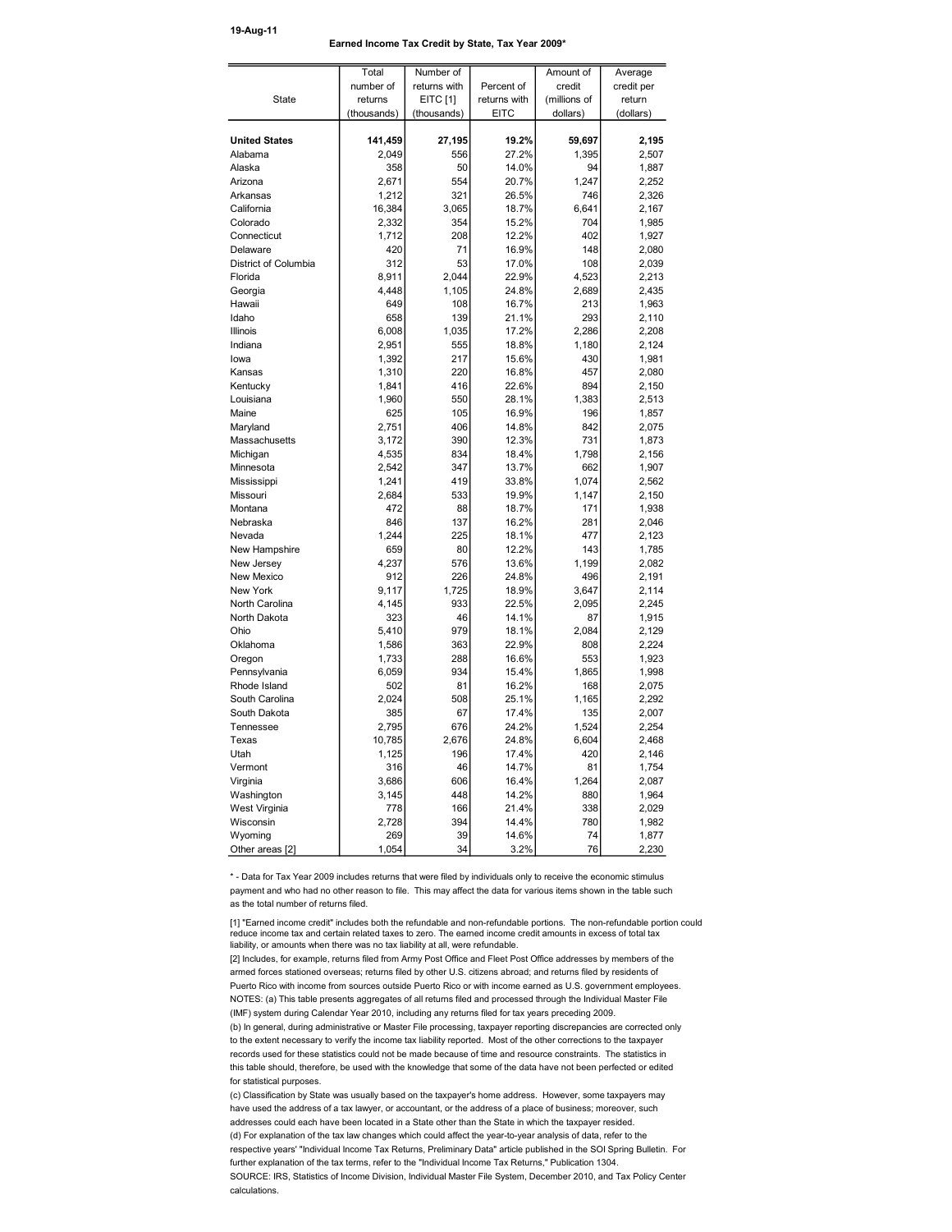19-Aug-11

**Earned Income Tax Credit by State, Tax Year 2009***

| State | Total number of returns (thousands) | Number of returns with EITC [1] (thousands) | Percent of returns with EITC | Amount of credit (millions of dollars) | Average credit per return (dollars) |
|---|---|---|---|---|---|
| **United States** | **141,459** | **27,195** | **19.2%** | **59,697** | **2,195** |
| Alabama | 2,049 | 556 | 27.2% | 1,395 | 2,507 |
| Alaska | 358 | 50 | 14.0% | 94 | 1,887 |
| Arizona | 2,671 | 554 | 20.7% | 1,247 | 2,252 |
| Arkansas | 1,212 | 321 | 26.5% | 746 | 2,326 |
| California | 16,384 | 3,065 | 18.7% | 6,641 | 2,167 |
| Colorado | 2,332 | 354 | 15.2% | 704 | 1,985 |
| Connecticut | 1,712 | 208 | 12.2% | 402 | 1,927 |
| Delaware | 420 | 71 | 16.9% | 148 | 2,080 |
| District of Columbia | 312 | 53 | 17.0% | 108 | 2,039 |
| Florida | 8,911 | 2,044 | 22.9% | 4,523 | 2,213 |
| Georgia | 4,448 | 1,105 | 24.8% | 2,689 | 2,435 |
| Hawaii | 649 | 108 | 16.7% | 213 | 1,963 |
| Idaho | 658 | 139 | 21.1% | 293 | 2,110 |
| Illinois | 6,008 | 1,035 | 17.2% | 2,286 | 2,208 |
| Indiana | 2,951 | 555 | 18.8% | 1,180 | 2,124 |
| Iowa | 1,392 | 217 | 15.6% | 430 | 1,981 |
| Kansas | 1,310 | 220 | 16.8% | 457 | 2,080 |
| Kentucky | 1,841 | 416 | 22.6% | 894 | 2,150 |
| Louisiana | 1,960 | 550 | 28.1% | 1,383 | 2,513 |
| Maine | 625 | 105 | 16.9% | 196 | 1,857 |
| Maryland | 2,751 | 406 | 14.8% | 842 | 2,075 |
| Massachusetts | 3,172 | 390 | 12.3% | 731 | 1,873 |
| Michigan | 4,535 | 834 | 18.4% | 1,798 | 2,156 |
| Minnesota | 2,542 | 347 | 13.7% | 662 | 1,907 |
| Mississippi | 1,241 | 419 | 33.8% | 1,074 | 2,562 |
| Missouri | 2,684 | 533 | 19.9% | 1,147 | 2,150 |
| Montana | 472 | 88 | 18.7% | 171 | 1,938 |
| Nebraska | 846 | 137 | 16.2% | 281 | 2,046 |
| Nevada | 1,244 | 225 | 18.1% | 477 | 2,123 |
| New Hampshire | 659 | 80 | 12.2% | 143 | 1,785 |
| New Jersey | 4,237 | 576 | 13.6% | 1,199 | 2,082 |
| New Mexico | 912 | 226 | 24.8% | 496 | 2,191 |
| New York | 9,117 | 1,725 | 18.9% | 3,647 | 2,114 |
| North Carolina | 4,145 | 933 | 22.5% | 2,095 | 2,245 |
| North Dakota | 323 | 46 | 14.1% | 87 | 1,915 |
| Ohio | 5,410 | 979 | 18.1% | 2,084 | 2,129 |
| Oklahoma | 1,586 | 363 | 22.9% | 808 | 2,224 |
| Oregon | 1,733 | 288 | 16.6% | 553 | 1,923 |
| Pennsylvania | 6,059 | 934 | 15.4% | 1,865 | 1,998 |
| Rhode Island | 502 | 81 | 16.2% | 168 | 2,075 |
| South Carolina | 2,024 | 508 | 25.1% | 1,165 | 2,292 |
| South Dakota | 385 | 67 | 17.4% | 135 | 2,007 |
| Tennessee | 2,795 | 676 | 24.2% | 1,524 | 2,254 |
| Texas | 10,785 | 2,676 | 24.8% | 6,604 | 2,468 |
| Utah | 1,125 | 196 | 17.4% | 420 | 2,146 |
| Vermont | 316 | 46 | 14.7% | 81 | 1,754 |
| Virginia | 3,686 | 606 | 16.4% | 1,264 | 2,087 |
| Washington | 3,145 | 448 | 14.2% | 880 | 1,964 |
| West Virginia | 778 | 166 | 21.4% | 338 | 2,029 |
| Wisconsin | 2,728 | 394 | 14.4% | 780 | 1,982 |
| Wyoming | 269 | 39 | 14.6% | 74 | 1,877 |
| Other areas [2] | 1,054 | 34 | 3.2% | 76 | 2,230 |

* - Data for Tax Year 2009 includes returns that were filed by individuals only to receive the economic stimulus payment and who had no other reason to file. This may affect the data for various items shown in the table such as the total number of returns filed.

[1] "Earned income credit" includes both the refundable and non-refundable portions. The non-refundable portion could reduce income tax and certain related taxes to zero. The earned income credit amounts in excess of total tax liability, or amounts when there was no tax liability at all, were refundable.

[2] Includes, for example, returns filed from Army Post Office and Fleet Post Office addresses by members of the armed forces stationed overseas; returns filed by other U.S. citizens abroad; and returns filed by residents of Puerto Rico with income from sources outside Puerto Rico or with income earned as U.S. government employees.

NOTES: (a) This table presents aggregates of all returns filed and processed through the Individual Master File (IMF) system during Calendar Year 2010, including any returns filed for tax years preceding 2009.

(b) In general, during administrative or Master File processing, taxpayer reporting discrepancies are corrected only to the extent necessary to verify the income tax liability reported. Most of the other corrections to the taxpayer records used for these statistics could not be made because of time and resource constraints. The statistics in this table should, therefore, be used with the knowledge that some of the data have not been perfected or edited for statistical purposes.

(c) Classification by State was usually based on the taxpayer's home address. However, some taxpayers may have used the address of a tax lawyer, or accountant, or the address of a place of business; moreover, such addresses could each have been located in a State other than the State in which the taxpayer resided.

(d) For explanation of the tax law changes which could affect the year-to-year analysis of data, refer to the respective years' "Individual Income Tax Returns, Preliminary Data" article published in the SOI Spring Bulletin. For further explanation of the tax terms, refer to the "Individual Income Tax Returns," Publication 1304.

SOURCE: IRS, Statistics of Income Division, Individual Master File System, December 2010, and Tax Policy Center calculations.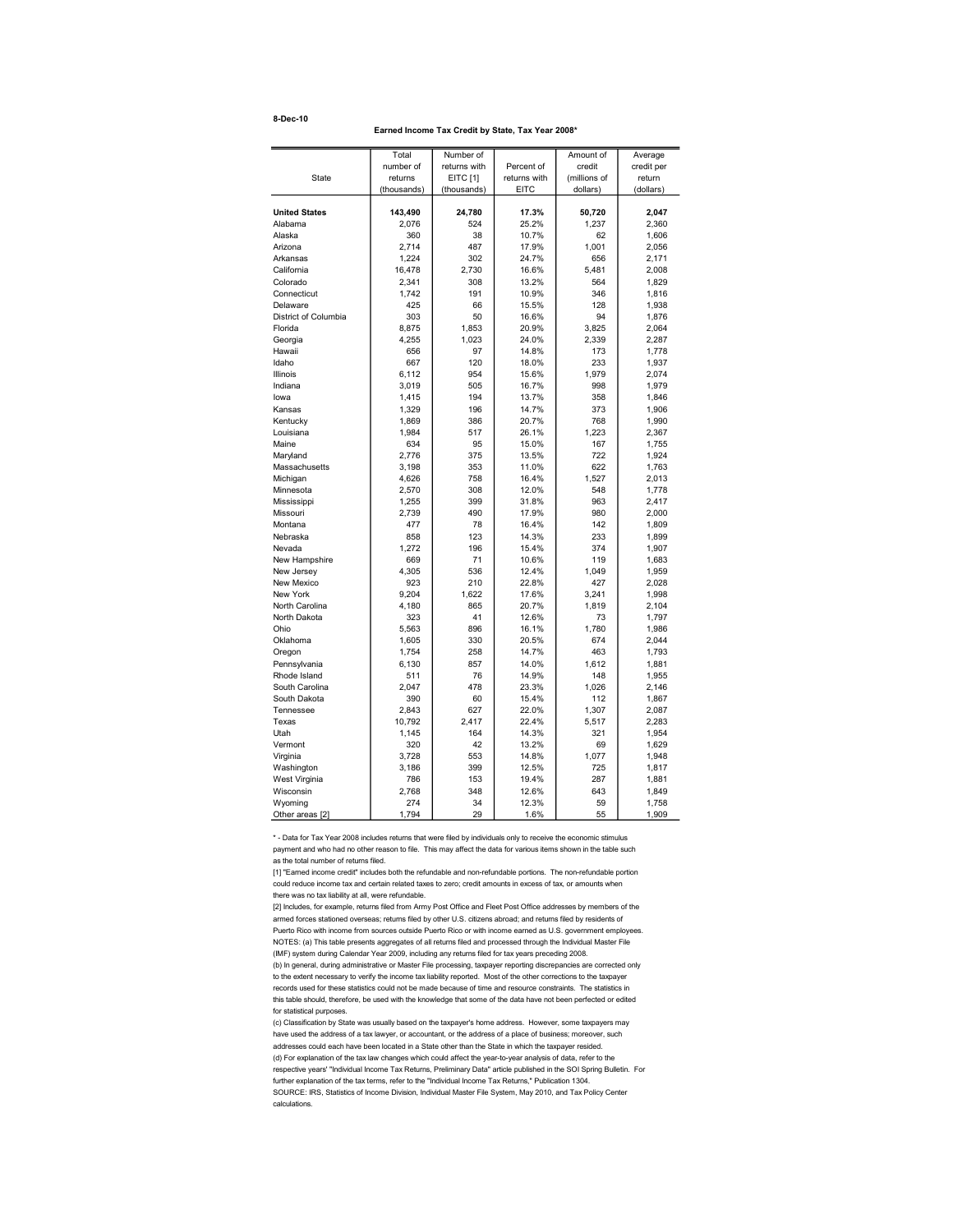8-Dec-10

**Earned Income Tax Credit by State, Tax Year 2008***

| State | Total number of returns (thousands) | Number of returns with EITC [1] (thousands) | Percent of returns with EITC | Amount of credit (millions of dollars) | Average credit per return (dollars) |
|---|---|---|---|---|---|
| **United States** | **143,490** | **24,780** | **17.3%** | **50,720** | **2,047** |
| Alabama | 2,076 | 524 | 25.2% | 1,237 | 2,360 |
| Alaska | 360 | 38 | 10.7% | 62 | 1,606 |
| Arizona | 2,714 | 487 | 17.9% | 1,001 | 2,056 |
| Arkansas | 1,224 | 302 | 24.7% | 656 | 2,171 |
| California | 16,478 | 2,730 | 16.6% | 5,481 | 2,008 |
| Colorado | 2,341 | 308 | 13.2% | 564 | 1,829 |
| Connecticut | 1,742 | 191 | 10.9% | 346 | 1,816 |
| Delaware | 425 | 66 | 15.5% | 128 | 1,938 |
| District of Columbia | 303 | 50 | 16.6% | 94 | 1,876 |
| Florida | 8,875 | 1,853 | 20.9% | 3,825 | 2,064 |
| Georgia | 4,255 | 1,023 | 24.0% | 2,339 | 2,287 |
| Hawaii | 656 | 97 | 14.8% | 173 | 1,778 |
| Idaho | 667 | 120 | 18.0% | 233 | 1,937 |
| Illinois | 6,112 | 954 | 15.6% | 1,979 | 2,074 |
| Indiana | 3,019 | 505 | 16.7% | 998 | 1,979 |
| Iowa | 1,415 | 194 | 13.7% | 358 | 1,846 |
| Kansas | 1,329 | 196 | 14.7% | 373 | 1,906 |
| Kentucky | 1,869 | 386 | 20.7% | 768 | 1,990 |
| Louisiana | 1,984 | 517 | 26.1% | 1,223 | 2,367 |
| Maine | 634 | 95 | 15.0% | 167 | 1,755 |
| Maryland | 2,776 | 375 | 13.5% | 722 | 1,924 |
| Massachusetts | 3,198 | 353 | 11.0% | 622 | 1,763 |
| Michigan | 4,626 | 758 | 16.4% | 1,527 | 2,013 |
| Minnesota | 2,570 | 308 | 12.0% | 548 | 1,778 |
| Mississippi | 1,255 | 399 | 31.8% | 963 | 2,417 |
| Missouri | 2,739 | 490 | 17.9% | 980 | 2,000 |
| Montana | 477 | 78 | 16.4% | 142 | 1,809 |
| Nebraska | 858 | 123 | 14.3% | 233 | 1,899 |
| Nevada | 1,272 | 196 | 15.4% | 374 | 1,907 |
| New Hampshire | 669 | 71 | 10.6% | 119 | 1,683 |
| New Jersey | 4,305 | 536 | 12.4% | 1,049 | 1,959 |
| New Mexico | 923 | 210 | 22.8% | 427 | 2,028 |
| New York | 9,204 | 1,622 | 17.6% | 3,241 | 1,998 |
| North Carolina | 4,180 | 865 | 20.7% | 1,819 | 2,104 |
| North Dakota | 323 | 41 | 12.6% | 73 | 1,797 |
| Ohio | 5,563 | 896 | 16.1% | 1,780 | 1,986 |
| Oklahoma | 1,605 | 330 | 20.5% | 674 | 2,044 |
| Oregon | 1,754 | 258 | 14.7% | 463 | 1,793 |
| Pennsylvania | 6,130 | 857 | 14.0% | 1,612 | 1,881 |
| Rhode Island | 511 | 76 | 14.9% | 148 | 1,955 |
| South Carolina | 2,047 | 478 | 23.3% | 1,026 | 2,146 |
| South Dakota | 390 | 60 | 15.4% | 112 | 1,867 |
| Tennessee | 2,843 | 627 | 22.0% | 1,307 | 2,087 |
| Texas | 10,792 | 2,417 | 22.4% | 5,517 | 2,283 |
| Utah | 1,145 | 164 | 14.3% | 321 | 1,954 |
| Vermont | 320 | 42 | 13.2% | 69 | 1,629 |
| Virginia | 3,728 | 553 | 14.8% | 1,077 | 1,948 |
| Washington | 3,186 | 399 | 12.5% | 725 | 1,817 |
| West Virginia | 786 | 153 | 19.4% | 287 | 1,881 |
| Wisconsin | 2,768 | 348 | 12.6% | 643 | 1,849 |
| Wyoming | 274 | 34 | 12.3% | 59 | 1,758 |
| Other areas [2] | 1,794 | 29 | 1.6% | 55 | 1,909 |

* - Data for Tax Year 2008 includes returns that were filed by individuals only to receive the economic stimulus payment and who had no other reason to file. This may affect the data for various items shown in the table such as the total number of returns filed.

[1] "Earned income credit" includes both the refundable and non-refundable portions. The non-refundable portion could reduce income tax and certain related taxes to zero; credit amounts in excess of tax, or amounts when there was no tax liability at all, were refundable.

[2] Includes, for example, returns filed from Army Post Office and Fleet Post Office addresses by members of the armed forces stationed overseas; returns filed by other U.S. citizens abroad; and returns filed by residents of Puerto Rico with income from sources outside Puerto Rico or with income earned as U.S. government employees.

NOTES: (a) This table presents aggregates of all returns filed and processed through the Individual Master File (IMF) system during Calendar Year 2009, including any returns filed for tax years preceding 2008.

(b) In general, during administrative or Master File processing, taxpayer reporting discrepancies are corrected only to the extent necessary to verify the income tax liability reported. Most of the other corrections to the taxpayer records used for these statistics could not be made because of time and resource constraints. The statistics in this table should, therefore, be used with the knowledge that some of the data have not been perfected or edited for statistical purposes.

(c) Classification by State was usually based on the taxpayer's home address. However, some taxpayers may have used the address of a tax lawyer, or accountant, or the address of a place of business; moreover, such addresses could each have been located in a State other than the State in which the taxpayer resided.

(d) For explanation of the tax law changes which could affect the year-to-year analysis of data, refer to the respective years' "Individual Income Tax Returns, Preliminary Data" article published in the SOI Spring Bulletin. For further explanation of the tax terms, refer to the "Individual Income Tax Returns," Publication 1304.

SOURCE: IRS, Statistics of Income Division, Individual Master File System, May 2010, and Tax Policy Center calculations.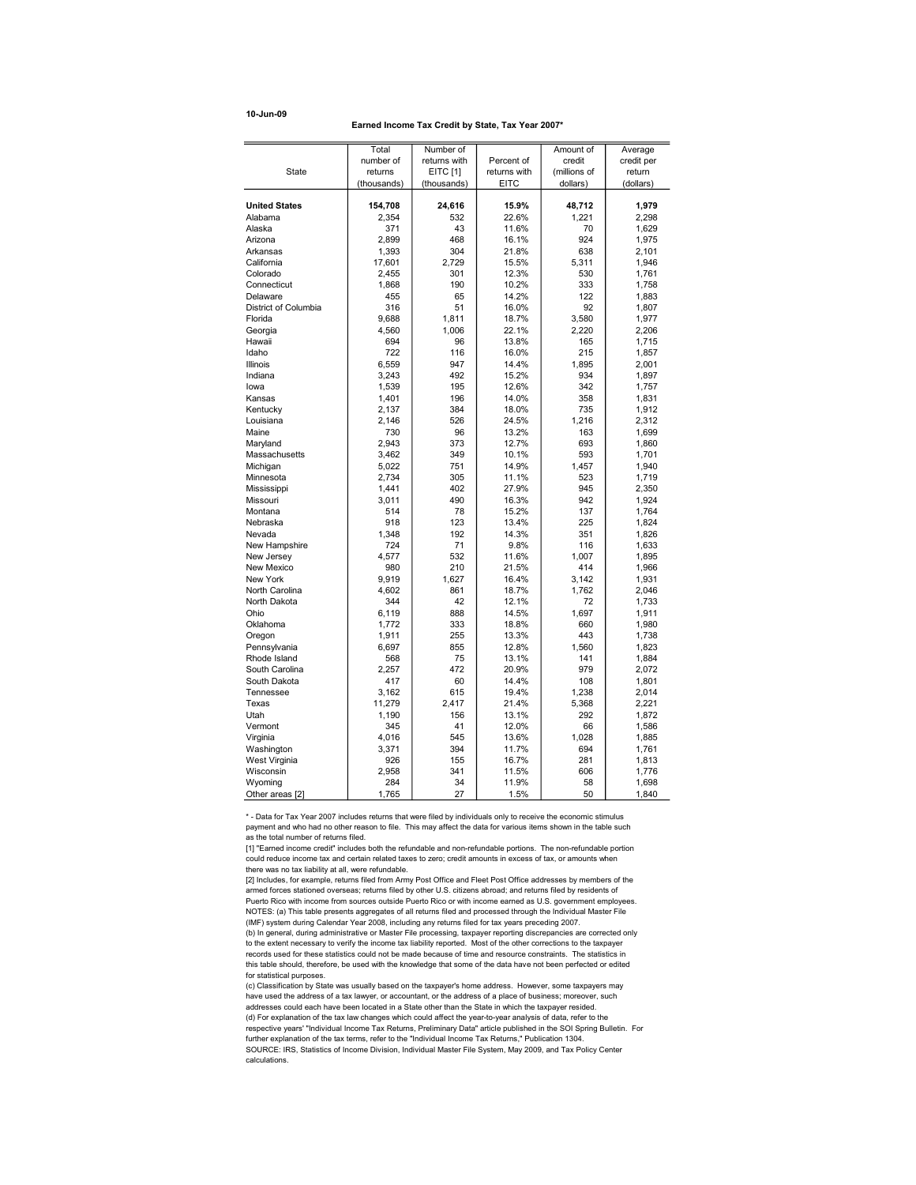10-Jun-09

**Earned Income Tax Credit by State, Tax Year 2007***

| State | Total number of returns (thousands) | Number of returns with EITC [1] (thousands) | Percent of returns with EITC | Amount of credit (millions of dollars) | Average credit per return (dollars) |
|---|---|---|---|---|---|
| **United States** | **154,708** | **24,616** | **15.9%** | **48,712** | **1,979** |
| Alabama | 2,354 | 532 | 22.6% | 1,221 | 2,298 |
| Alaska | 371 | 43 | 11.6% | 70 | 1,629 |
| Arizona | 2,899 | 468 | 16.1% | 924 | 1,975 |
| Arkansas | 1,393 | 304 | 21.8% | 638 | 2,101 |
| California | 17,601 | 2,729 | 15.5% | 5,311 | 1,946 |
| Colorado | 2,455 | 301 | 12.3% | 530 | 1,761 |
| Connecticut | 1,868 | 190 | 10.2% | 333 | 1,758 |
| Delaware | 455 | 65 | 14.2% | 122 | 1,883 |
| District of Columbia | 316 | 51 | 16.0% | 92 | 1,807 |
| Florida | 9,688 | 1,811 | 18.7% | 3,580 | 1,977 |
| Georgia | 4,560 | 1,006 | 22.1% | 2,220 | 2,206 |
| Hawaii | 694 | 96 | 13.8% | 165 | 1,715 |
| Idaho | 722 | 116 | 16.0% | 215 | 1,857 |
| Illinois | 6,559 | 947 | 14.4% | 1,895 | 2,001 |
| Indiana | 3,243 | 492 | 15.2% | 934 | 1,897 |
| Iowa | 1,539 | 195 | 12.6% | 342 | 1,757 |
| Kansas | 1,401 | 196 | 14.0% | 358 | 1,831 |
| Kentucky | 2,137 | 384 | 18.0% | 735 | 1,912 |
| Louisiana | 2,146 | 526 | 24.5% | 1,216 | 2,312 |
| Maine | 730 | 96 | 13.2% | 163 | 1,699 |
| Maryland | 2,943 | 373 | 12.7% | 693 | 1,860 |
| Massachusetts | 3,462 | 349 | 10.1% | 593 | 1,701 |
| Michigan | 5,022 | 751 | 14.9% | 1,457 | 1,940 |
| Minnesota | 2,734 | 305 | 11.1% | 523 | 1,719 |
| Mississippi | 1,441 | 402 | 27.9% | 945 | 2,350 |
| Missouri | 3,011 | 490 | 16.3% | 942 | 1,924 |
| Montana | 514 | 78 | 15.2% | 137 | 1,764 |
| Nebraska | 918 | 123 | 13.4% | 225 | 1,824 |
| Nevada | 1,348 | 192 | 14.3% | 351 | 1,826 |
| New Hampshire | 724 | 71 | 9.8% | 116 | 1,633 |
| New Jersey | 4,577 | 532 | 11.6% | 1,007 | 1,895 |
| New Mexico | 980 | 210 | 21.5% | 414 | 1,966 |
| New York | 9,919 | 1,627 | 16.4% | 3,142 | 1,931 |
| North Carolina | 4,602 | 861 | 18.7% | 1,762 | 2,046 |
| North Dakota | 344 | 42 | 12.1% | 72 | 1,733 |
| Ohio | 6,119 | 888 | 14.5% | 1,697 | 1,911 |
| Oklahoma | 1,772 | 333 | 18.8% | 660 | 1,980 |
| Oregon | 1,911 | 255 | 13.3% | 443 | 1,738 |
| Pennsylvania | 6,697 | 855 | 12.8% | 1,560 | 1,823 |
| Rhode Island | 568 | 75 | 13.1% | 141 | 1,884 |
| South Carolina | 2,257 | 472 | 20.9% | 979 | 2,072 |
| South Dakota | 417 | 60 | 14.4% | 108 | 1,801 |
| Tennessee | 3,162 | 615 | 19.4% | 1,238 | 2,014 |
| Texas | 11,279 | 2,417 | 21.4% | 5,368 | 2,221 |
| Utah | 1,190 | 156 | 13.1% | 292 | 1,872 |
| Vermont | 345 | 41 | 12.0% | 66 | 1,586 |
| Virginia | 4,016 | 545 | 13.6% | 1,028 | 1,885 |
| Washington | 3,371 | 394 | 11.7% | 694 | 1,761 |
| West Virginia | 926 | 155 | 16.7% | 281 | 1,813 |
| Wisconsin | 2,958 | 341 | 11.5% | 606 | 1,776 |
| Wyoming | 284 | 34 | 11.9% | 58 | 1,698 |
| Other areas [2] | 1,765 | 27 | 1.5% | 50 | 1,840 |

\* - Data for Tax Year 2007 includes returns that were filed by individuals only to receive the economic stimulus payment and who had no other reason to file. This may affect the data for various items shown in the table such as the total number of returns filed.

[1] "Earned income credit" includes both the refundable and non-refundable portions. The non-refundable portion could reduce income tax and certain related taxes to zero; credit amounts in excess of tax, or amounts when there was no tax liability at all, were refundable.

[2] Includes, for example, returns filed from Army Post Office and Fleet Post Office addresses by members of the armed forces stationed overseas; returns filed by other U.S. citizens abroad; and returns filed by residents of Puerto Rico with income from sources outside Puerto Rico or with income earned as U.S. government employees.

NOTES: (a) This table presents aggregates of all returns filed and processed through the Individual Master File (IMF) system during Calendar Year 2008, including any returns filed for tax years preceding 2007.

(b) In general, during administrative or Master File processing, taxpayer reporting discrepancies are corrected only to the extent necessary to verify the income tax liability reported. Most of the other corrections to the taxpayer records used for these statistics could not be made because of time and resource constraints. The statistics in this table should, therefore, be used with the knowledge that some of the data have not been perfected or edited for statistical purposes.

(c) Classification by State was usually based on the taxpayer's home address. However, some taxpayers may have used the address of a tax lawyer, or accountant, or the address of a place of business; moreover, such addresses could each have been located in a State other than the State in which the taxpayer resided.

(d) For explanation of the tax law changes which could affect the year-to-year analysis of data, refer to the respective years' "Individual Income Tax Returns, Preliminary Data" article published in the SOI Spring Bulletin. For further explanation of the tax terms, refer to the "Individual Income Tax Returns," Publication 1304.

SOURCE: IRS, Statistics of Income Division, Individual Master File System, May 2009, and Tax Policy Center calculations.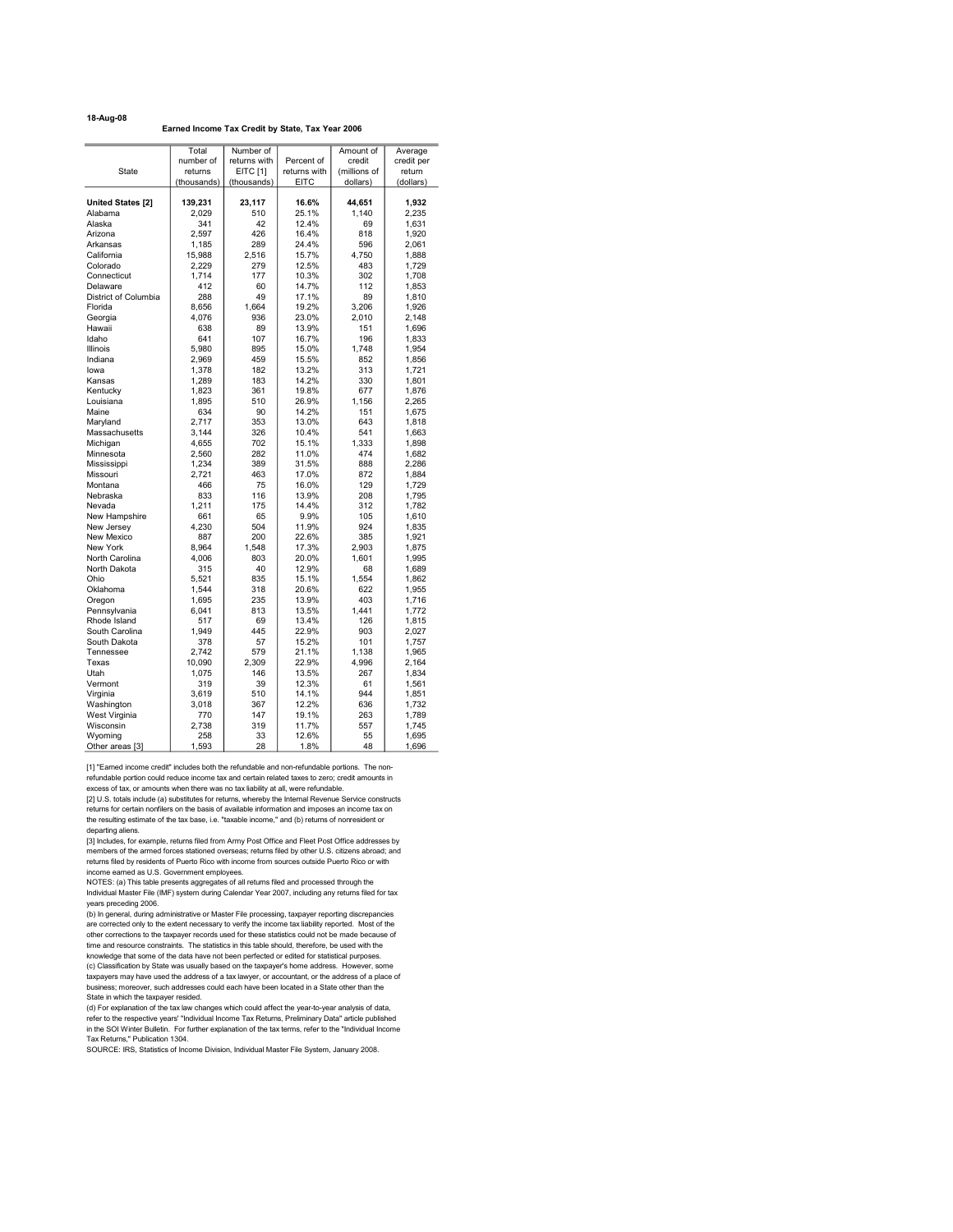18-Aug-08

## Earned Income Tax Credit by State, Tax Year 2006

| State | Total number of returns (thousands) | Number of returns with EITC [1] (thousands) | Percent of returns with EITC | Amount of credit (millions of dollars) | Average credit per return (dollars) |
|---|---|---|---|---|---|
| **United States [2]** | **139,231** | **23,117** | **16.6%** | **44,651** | **1,932** |
| Alabama | 2,029 | 510 | 25.1% | 1,140 | 2,235 |
| Alaska | 341 | 42 | 12.4% | 69 | 1,631 |
| Arizona | 2,597 | 426 | 16.4% | 818 | 1,920 |
| Arkansas | 1,185 | 289 | 24.4% | 596 | 2,061 |
| California | 15,988 | 2,516 | 15.7% | 4,750 | 1,888 |
| Colorado | 2,229 | 279 | 12.5% | 483 | 1,729 |
| Connecticut | 1,714 | 177 | 10.3% | 302 | 1,708 |
| Delaware | 412 | 60 | 14.7% | 112 | 1,853 |
| District of Columbia | 288 | 49 | 17.1% | 89 | 1,810 |
| Florida | 8,656 | 1,664 | 19.2% | 3,206 | 1,926 |
| Georgia | 4,076 | 936 | 23.0% | 2,010 | 2,148 |
| Hawaii | 638 | 89 | 13.9% | 151 | 1,696 |
| Idaho | 641 | 107 | 16.7% | 196 | 1,833 |
| Illinois | 5,980 | 895 | 15.0% | 1,748 | 1,954 |
| Indiana | 2,969 | 459 | 15.5% | 852 | 1,856 |
| Iowa | 1,378 | 182 | 13.2% | 313 | 1,721 |
| Kansas | 1,289 | 183 | 14.2% | 330 | 1,801 |
| Kentucky | 1,823 | 361 | 19.8% | 677 | 1,876 |
| Louisiana | 1,895 | 510 | 26.9% | 1,156 | 2,265 |
| Maine | 634 | 90 | 14.2% | 151 | 1,675 |
| Maryland | 2,717 | 353 | 13.0% | 643 | 1,818 |
| Massachusetts | 3,144 | 326 | 10.4% | 541 | 1,663 |
| Michigan | 4,655 | 702 | 15.1% | 1,333 | 1,898 |
| Minnesota | 2,560 | 282 | 11.0% | 474 | 1,682 |
| Mississippi | 1,234 | 389 | 31.5% | 888 | 2,286 |
| Missouri | 2,721 | 463 | 17.0% | 872 | 1,884 |
| Montana | 466 | 75 | 16.0% | 129 | 1,729 |
| Nebraska | 833 | 116 | 13.9% | 208 | 1,795 |
| Nevada | 1,211 | 175 | 14.4% | 312 | 1,782 |
| New Hampshire | 661 | 65 | 9.9% | 105 | 1,610 |
| New Jersey | 4,230 | 504 | 11.9% | 924 | 1,835 |
| New Mexico | 887 | 200 | 22.6% | 385 | 1,921 |
| New York | 8,964 | 1,548 | 17.3% | 2,903 | 1,875 |
| North Carolina | 4,006 | 803 | 20.0% | 1,601 | 1,995 |
| North Dakota | 315 | 40 | 12.9% | 68 | 1,689 |
| Ohio | 5,521 | 835 | 15.1% | 1,554 | 1,862 |
| Oklahoma | 1,544 | 318 | 20.6% | 622 | 1,955 |
| Oregon | 1,695 | 235 | 13.9% | 403 | 1,716 |
| Pennsylvania | 6,041 | 813 | 13.5% | 1,441 | 1,772 |
| Rhode Island | 517 | 69 | 13.4% | 126 | 1,815 |
| South Carolina | 1,949 | 445 | 22.9% | 903 | 2,027 |
| South Dakota | 378 | 57 | 15.2% | 101 | 1,757 |
| Tennessee | 2,742 | 579 | 21.1% | 1,138 | 1,965 |
| Texas | 10,090 | 2,309 | 22.9% | 4,996 | 2,164 |
| Utah | 1,075 | 146 | 13.5% | 267 | 1,834 |
| Vermont | 319 | 39 | 12.3% | 61 | 1,561 |
| Virginia | 3,619 | 510 | 14.1% | 944 | 1,851 |
| Washington | 3,018 | 367 | 12.2% | 636 | 1,732 |
| West Virginia | 770 | 147 | 19.1% | 263 | 1,789 |
| Wisconsin | 2,738 | 319 | 11.7% | 557 | 1,745 |
| Wyoming | 258 | 33 | 12.6% | 55 | 1,695 |
| Other areas [3] | 1,593 | 28 | 1.8% | 48 | 1,696 |

[1] "Earned income credit" includes both the refundable and non-refundable portions. The non-refundable portion could reduce income tax and certain related taxes to zero; credit amounts in excess of tax, or amounts when there was no tax liability at all, were refundable.

[2] U.S. totals include (a) substitutes for returns, whereby the Internal Revenue Service constructs returns for certain nonfilers on the basis of available information and imposes an income tax on the resulting estimate of the tax base, i.e. "taxable income," and (b) returns of nonresident or departing aliens.

[3] Includes, for example, returns filed from Army Post Office and Fleet Post Office addresses by members of the armed forces stationed overseas; returns filed by other U.S. citizens abroad; and returns filed by residents of Puerto Rico with income from sources outside Puerto Rico or with income earned as U.S. Government employees.

NOTES: (a) This table presents aggregates of all returns filed and processed through the Individual Master File (IMF) system during Calendar Year 2007, including any returns filed for tax years preceding 2006.

(b) In general, during administrative or Master File processing, taxpayer reporting discrepancies are corrected only to the extent necessary to verify the income tax liability reported. Most of the other corrections to the taxpayer records used for these statistics could not be made because of time and resource constraints. The statistics in this table should, therefore, be used with the knowledge that some of the data have not been perfected or edited for statistical purposes.

(c) Classification by State was usually based on the taxpayer's home address. However, some taxpayers may have used the address of a tax lawyer, or accountant, or the address of a place of business; moreover, such addresses could each have been located in a State other than the State in which the taxpayer resided.

(d) For explanation of the tax law changes which could affect the year-to-year analysis of data, refer to the respective years' "Individual Income Tax Returns, Preliminary Data" article published in the SOI Winter Bulletin. For further explanation of the tax terms, refer to the "Individual Income Tax Returns," Publication 1304.

SOURCE: IRS, Statistics of Income Division, Individual Master File System, January 2008.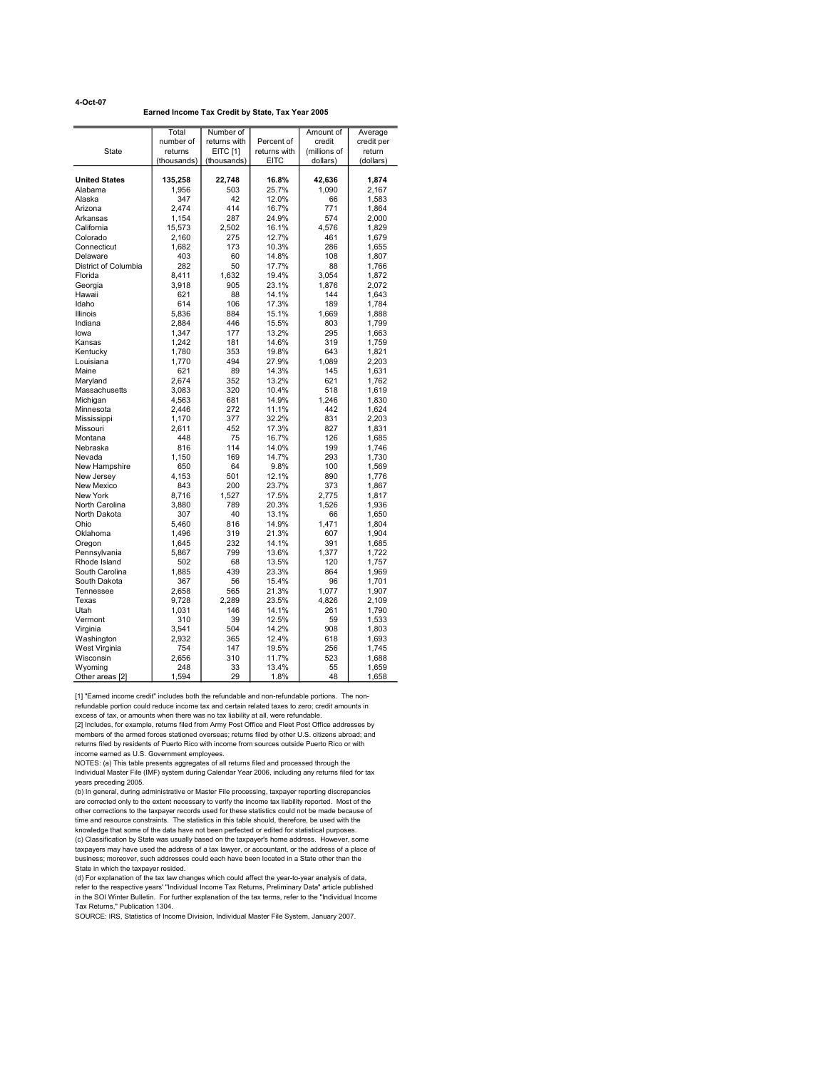4-Oct-07

**Earned Income Tax Credit by State, Tax Year 2005**

| State | Total number of returns (thousands) | Number of returns with EITC [1] (thousands) | Percent of returns with EITC | Amount of credit (millions of dollars) | Average credit per return (dollars) |
|---|---|---|---|---|---|
| **United States** | **135,258** | **22,748** | **16.8%** | **42,636** | **1,874** |
| Alabama | 1,956 | 503 | 25.7% | 1,090 | 2,167 |
| Alaska | 347 | 42 | 12.0% | 66 | 1,583 |
| Arizona | 2,474 | 414 | 16.7% | 771 | 1,864 |
| Arkansas | 1,154 | 287 | 24.9% | 574 | 2,000 |
| California | 15,573 | 2,502 | 16.1% | 4,576 | 1,829 |
| Colorado | 2,160 | 275 | 12.7% | 461 | 1,679 |
| Connecticut | 1,682 | 173 | 10.3% | 286 | 1,655 |
| Delaware | 403 | 60 | 14.8% | 108 | 1,807 |
| District of Columbia | 282 | 50 | 17.7% | 88 | 1,766 |
| Florida | 8,411 | 1,632 | 19.4% | 3,054 | 1,872 |
| Georgia | 3,918 | 905 | 23.1% | 1,876 | 2,072 |
| Hawaii | 621 | 88 | 14.1% | 144 | 1,643 |
| Idaho | 614 | 106 | 17.3% | 189 | 1,784 |
| Illinois | 5,836 | 884 | 15.1% | 1,669 | 1,888 |
| Indiana | 2,884 | 446 | 15.5% | 803 | 1,799 |
| Iowa | 1,347 | 177 | 13.2% | 295 | 1,663 |
| Kansas | 1,242 | 181 | 14.6% | 319 | 1,759 |
| Kentucky | 1,780 | 353 | 19.8% | 643 | 1,821 |
| Louisiana | 1,770 | 494 | 27.9% | 1,089 | 2,203 |
| Maine | 621 | 89 | 14.3% | 145 | 1,631 |
| Maryland | 2,674 | 352 | 13.2% | 621 | 1,762 |
| Massachusetts | 3,083 | 320 | 10.4% | 518 | 1,619 |
| Michigan | 4,563 | 681 | 14.9% | 1,246 | 1,830 |
| Minnesota | 2,446 | 272 | 11.1% | 442 | 1,624 |
| Mississippi | 1,170 | 377 | 32.2% | 831 | 2,203 |
| Missouri | 2,611 | 452 | 17.3% | 827 | 1,831 |
| Montana | 448 | 75 | 16.7% | 126 | 1,685 |
| Nebraska | 816 | 114 | 14.0% | 199 | 1,746 |
| Nevada | 1,150 | 169 | 14.7% | 293 | 1,730 |
| New Hampshire | 650 | 64 | 9.8% | 100 | 1,569 |
| New Jersey | 4,153 | 501 | 12.1% | 890 | 1,776 |
| New Mexico | 843 | 200 | 23.7% | 373 | 1,867 |
| New York | 8,716 | 1,527 | 17.5% | 2,775 | 1,817 |
| North Carolina | 3,880 | 789 | 20.3% | 1,526 | 1,936 |
| North Dakota | 307 | 40 | 13.1% | 66 | 1,650 |
| Ohio | 5,460 | 816 | 14.9% | 1,471 | 1,804 |
| Oklahoma | 1,496 | 319 | 21.3% | 607 | 1,904 |
| Oregon | 1,645 | 232 | 14.1% | 391 | 1,685 |
| Pennsylvania | 5,867 | 799 | 13.6% | 1,377 | 1,722 |
| Rhode Island | 502 | 68 | 13.5% | 120 | 1,757 |
| South Carolina | 1,885 | 439 | 23.3% | 864 | 1,969 |
| South Dakota | 367 | 56 | 15.4% | 96 | 1,701 |
| Tennessee | 2,658 | 565 | 21.3% | 1,077 | 1,907 |
| Texas | 9,728 | 2,289 | 23.5% | 4,826 | 2,109 |
| Utah | 1,031 | 146 | 14.1% | 261 | 1,790 |
| Vermont | 310 | 39 | 12.5% | 59 | 1,533 |
| Virginia | 3,541 | 504 | 14.2% | 908 | 1,803 |
| Washington | 2,932 | 365 | 12.4% | 618 | 1,693 |
| West Virginia | 754 | 147 | 19.5% | 256 | 1,745 |
| Wisconsin | 2,656 | 310 | 11.7% | 523 | 1,688 |
| Wyoming | 248 | 33 | 13.4% | 55 | 1,659 |
| Other areas [2] | 1,594 | 29 | 1.8% | 48 | 1,658 |

[1] "Earned income credit" includes both the refundable and non-refundable portions. The non-refundable portion could reduce income tax and certain related taxes to zero; credit amounts in excess of tax, or amounts when there was no tax liability at all, were refundable.

[2] Includes, for example, returns filed from Army Post Office and Fleet Post Office addresses by members of the armed forces stationed overseas; returns filed by other U.S. citizens abroad; and returns filed by residents of Puerto Rico with income from sources outside Puerto Rico or with income earned as U.S. Government employees.

NOTES: (a) This table presents aggregates of all returns filed and processed through the Individual Master File (IMF) system during Calendar Year 2006, including any returns filed for tax years preceding 2005.

(b) In general, during administrative or Master File processing, taxpayer reporting discrepancies are corrected only to the extent necessary to verify the income tax liability reported. Most of the other corrections to the taxpayer records used for these statistics could not be made because of time and resource constraints. The statistics in this table should, therefore, be used with the knowledge that some of the data have not been perfected or edited for statistical purposes.

(c) Classification by State was usually based on the taxpayer's home address. However, some taxpayers may have used the address of a tax lawyer, or accountant, or the address of a place of business; moreover, such addresses could each have been located in a State other than the State in which the taxpayer resided.

(d) For explanation of the tax law changes which could affect the year-to-year analysis of data, refer to the respective years' "Individual Income Tax Returns, Preliminary Data" article published in the SOI Winter Bulletin. For further explanation of the tax terms, refer to the "Individual Income Tax Returns," Publication 1304.

SOURCE: IRS, Statistics of Income Division, Individual Master File System, January 2007.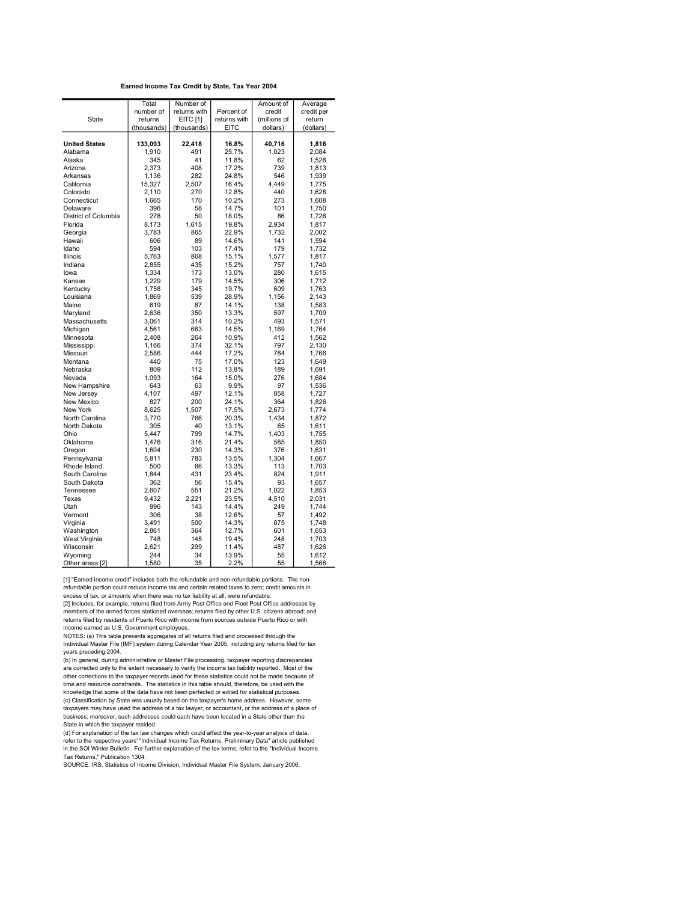**Earned Income Tax Credit by State, Tax Year 2004**

| State | Total number of returns (thousands) | Number of returns with EITC [1] (thousands) | Percent of returns with EITC | Amount of credit (millions of dollars) | Average credit per return (dollars) |
|---|---|---|---|---|---|
| **United States** | **133,093** | **22,418** | **16.8%** | **40,716** | **1,816** |
| Alabama | 1,910 | 491 | 25.7% | 1,023 | 2,084 |
| Alaska | 345 | 41 | 11.8% | 62 | 1,528 |
| Arizona | 2,373 | 408 | 17.2% | 739 | 1,813 |
| Arkansas | 1,136 | 282 | 24.8% | 546 | 1,939 |
| California | 15,327 | 2,507 | 16.4% | 4,449 | 1,775 |
| Colorado | 2,110 | 270 | 12.8% | 440 | 1,628 |
| Connecticut | 1,665 | 170 | 10.2% | 273 | 1,608 |
| Delaware | 396 | 58 | 14.7% | 101 | 1,750 |
| District of Columbia | 278 | 50 | 18.0% | 86 | 1,726 |
| Florida | 8,173 | 1,615 | 19.8% | 2,934 | 1,817 |
| Georgia | 3,783 | 865 | 22.9% | 1,732 | 2,002 |
| Hawaii | 606 | 89 | 14.6% | 141 | 1,594 |
| Idaho | 594 | 103 | 17.4% | 179 | 1,732 |
| Illinois | 5,763 | 868 | 15.1% | 1,577 | 1,817 |
| Indiana | 2,855 | 435 | 15.2% | 757 | 1,740 |
| Iowa | 1,334 | 173 | 13.0% | 280 | 1,615 |
| Kansas | 1,229 | 179 | 14.5% | 306 | 1,712 |
| Kentucky | 1,758 | 345 | 19.7% | 609 | 1,763 |
| Louisiana | 1,869 | 539 | 28.9% | 1,156 | 2,143 |
| Maine | 619 | 87 | 14.1% | 138 | 1,583 |
| Maryland | 2,636 | 350 | 13.3% | 597 | 1,709 |
| Massachusetts | 3,061 | 314 | 10.2% | 493 | 1,571 |
| Michigan | 4,561 | 663 | 14.5% | 1,169 | 1,764 |
| Minnesota | 2,408 | 264 | 10.9% | 412 | 1,562 |
| Mississippi | 1,166 | 374 | 32.1% | 797 | 2,130 |
| Missouri | 2,586 | 444 | 17.2% | 784 | 1,766 |
| Montana | 440 | 75 | 17.0% | 123 | 1,649 |
| Nebraska | 809 | 112 | 13.8% | 189 | 1,691 |
| Nevada | 1,093 | 164 | 15.0% | 276 | 1,684 |
| New Hampshire | 643 | 63 | 9.9% | 97 | 1,536 |
| New Jersey | 4,107 | 497 | 12.1% | 858 | 1,727 |
| New Mexico | 827 | 200 | 24.1% | 364 | 1,826 |
| New York | 8,625 | 1,507 | 17.5% | 2,673 | 1,774 |
| North Carolina | 3,770 | 766 | 20.3% | 1,434 | 1,872 |
| North Dakota | 305 | 40 | 13.1% | 65 | 1,611 |
| Ohio | 5,447 | 799 | 14.7% | 1,403 | 1,755 |
| Oklahoma | 1,476 | 316 | 21.4% | 585 | 1,850 |
| Oregon | 1,604 | 230 | 14.3% | 376 | 1,631 |
| Pennsylvania | 5,811 | 783 | 13.5% | 1,304 | 1,667 |
| Rhode Island | 500 | 66 | 13.3% | 113 | 1,703 |
| South Carolina | 1,844 | 431 | 23.4% | 824 | 1,911 |
| South Dakota | 362 | 56 | 15.4% | 93 | 1,657 |
| Tennessee | 2,607 | 551 | 21.2% | 1,022 | 1,853 |
| Texas | 9,432 | 2,221 | 23.5% | 4,510 | 2,031 |
| Utah | 996 | 143 | 14.4% | 249 | 1,744 |
| Vermont | 306 | 38 | 12.6% | 57 | 1,492 |
| Virginia | 3,491 | 500 | 14.3% | 875 | 1,748 |
| Washington | 2,861 | 364 | 12.7% | 601 | 1,653 |
| West Virginia | 748 | 145 | 19.4% | 248 | 1,703 |
| Wisconsin | 2,621 | 299 | 11.4% | 487 | 1,626 |
| Wyoming | 244 | 34 | 13.9% | 55 | 1,612 |
| Other areas [2] | 1,580 | 35 | 2.2% | 55 | 1,568 |

[1] "Earned income credit" includes both the refundable and non-refundable portions. The non-refundable portion could reduce income tax and certain related taxes to zero; credit amounts in excess of tax, or amounts when there was no tax liability at all, were refundable.

[2] Includes, for example, returns filed from Army Post Office and Fleet Post Office addresses by members of the armed forces stationed overseas; returns filed by other U.S. citizens abroad; and returns filed by residents of Puerto Rico with income from sources outside Puerto Rico or with income earned as U.S. Government employees.

NOTES: (a) This table presents aggregates of all returns filed and processed through the Individual Master File (IMF) system during Calendar Year 2005, including any returns filed for tax years preceding 2004.

(b) In general, during administrative or Master File processing, taxpayer reporting discrepancies are corrected only to the extent necessary to verify the income tax liability reported. Most of the other corrections to the taxpayer records used for these statistics could not be made because of time and resource constraints. The statistics in this table should, therefore, be used with the knowledge that some of the data have not been perfected or edited for statistical purposes.

(c) Classification by State was usually based on the taxpayer's home address. However, some taxpayers may have used the address of a tax lawyer, or accountant, or the address of a place of business; moreover, such addresses could each have been located in a State other than the State in which the taxpayer resided.

(d) For explanation of the tax law changes which could affect the year-to-year analysis of data, refer to the respective years' "Individual Income Tax Returns, Preliminary Data" article published in the SOI Winter Bulletin. For further explanation of the tax terms, refer to the "Individual Income Tax Returns," Publication 1304.

SOURCE: IRS, Statistics of Income Division, Individual Master File System, January 2006.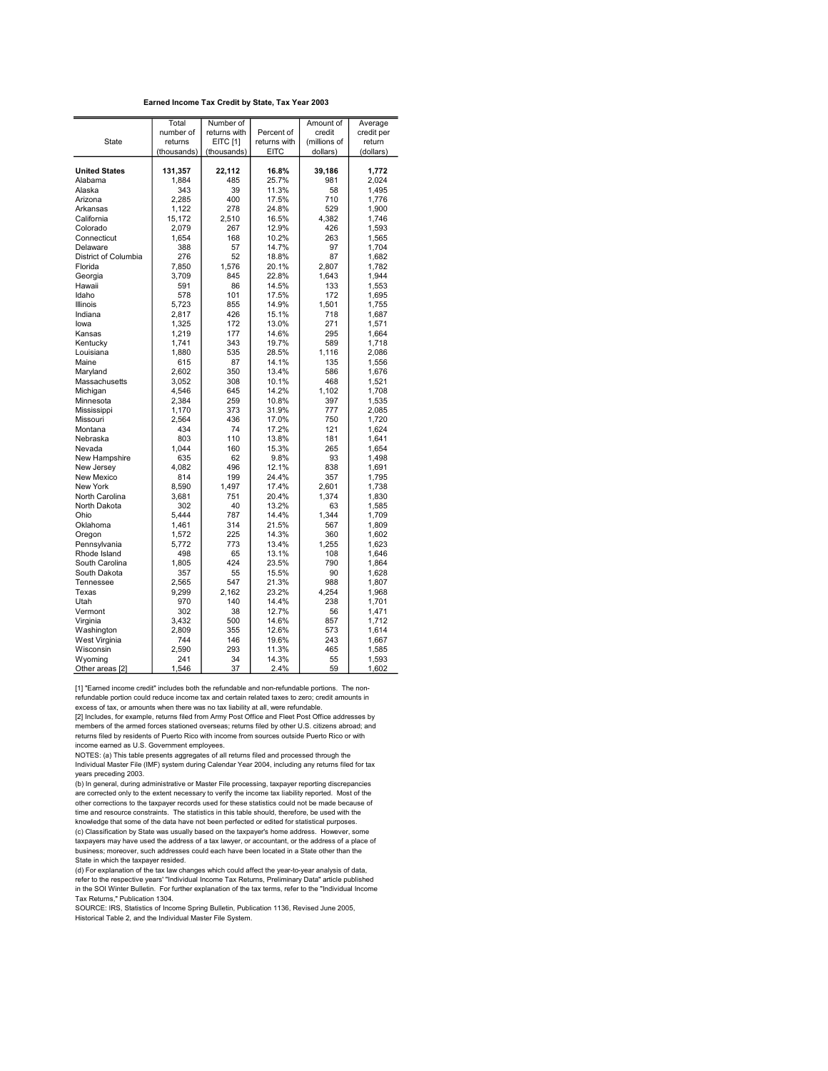**Earned Income Tax Credit by State, Tax Year 2003**

| State | Total number of returns (thousands) | Number of returns with EITC [1] (thousands) | Percent of returns with EITC | Amount of credit (millions of dollars) | Average credit per return (dollars) |
|---|---|---|---|---|---|
| **United States** | **131,357** | **22,112** | **16.8%** | **39,186** | **1,772** |
| Alabama | 1,884 | 485 | 25.7% | 981 | 2,024 |
| Alaska | 343 | 39 | 11.3% | 58 | 1,495 |
| Arizona | 2,285 | 400 | 17.5% | 710 | 1,776 |
| Arkansas | 1,122 | 278 | 24.8% | 529 | 1,900 |
| California | 15,172 | 2,510 | 16.5% | 4,382 | 1,746 |
| Colorado | 2,079 | 267 | 12.9% | 426 | 1,593 |
| Connecticut | 1,654 | 168 | 10.2% | 263 | 1,565 |
| Delaware | 388 | 57 | 14.7% | 97 | 1,704 |
| District of Columbia | 276 | 52 | 18.8% | 87 | 1,682 |
| Florida | 7,850 | 1,576 | 20.1% | 2,807 | 1,782 |
| Georgia | 3,709 | 845 | 22.8% | 1,643 | 1,944 |
| Hawaii | 591 | 86 | 14.5% | 133 | 1,553 |
| Idaho | 578 | 101 | 17.5% | 172 | 1,695 |
| Illinois | 5,723 | 855 | 14.9% | 1,501 | 1,755 |
| Indiana | 2,817 | 426 | 15.1% | 718 | 1,687 |
| Iowa | 1,325 | 172 | 13.0% | 271 | 1,571 |
| Kansas | 1,219 | 177 | 14.6% | 295 | 1,664 |
| Kentucky | 1,741 | 343 | 19.7% | 589 | 1,718 |
| Louisiana | 1,880 | 535 | 28.5% | 1,116 | 2,086 |
| Maine | 615 | 87 | 14.1% | 135 | 1,556 |
| Maryland | 2,602 | 350 | 13.4% | 586 | 1,676 |
| Massachusetts | 3,052 | 308 | 10.1% | 468 | 1,521 |
| Michigan | 4,546 | 645 | 14.2% | 1,102 | 1,708 |
| Minnesota | 2,384 | 259 | 10.8% | 397 | 1,535 |
| Mississippi | 1,170 | 373 | 31.9% | 777 | 2,085 |
| Missouri | 2,564 | 436 | 17.0% | 750 | 1,720 |
| Montana | 434 | 74 | 17.2% | 121 | 1,624 |
| Nebraska | 803 | 110 | 13.8% | 181 | 1,641 |
| Nevada | 1,044 | 160 | 15.3% | 265 | 1,654 |
| New Hampshire | 635 | 62 | 9.8% | 93 | 1,498 |
| New Jersey | 4,082 | 496 | 12.1% | 838 | 1,691 |
| New Mexico | 814 | 199 | 24.4% | 357 | 1,795 |
| New York | 8,590 | 1,497 | 17.4% | 2,601 | 1,738 |
| North Carolina | 3,681 | 751 | 20.4% | 1,374 | 1,830 |
| North Dakota | 302 | 40 | 13.2% | 63 | 1,585 |
| Ohio | 5,444 | 787 | 14.4% | 1,344 | 1,709 |
| Oklahoma | 1,461 | 314 | 21.5% | 567 | 1,809 |
| Oregon | 1,572 | 225 | 14.3% | 360 | 1,602 |
| Pennsylvania | 5,772 | 773 | 13.4% | 1,255 | 1,623 |
| Rhode Island | 498 | 65 | 13.1% | 108 | 1,646 |
| South Carolina | 1,805 | 424 | 23.5% | 790 | 1,864 |
| South Dakota | 357 | 55 | 15.5% | 90 | 1,628 |
| Tennessee | 2,565 | 547 | 21.3% | 988 | 1,807 |
| Texas | 9,299 | 2,162 | 23.2% | 4,254 | 1,968 |
| Utah | 970 | 140 | 14.4% | 238 | 1,701 |
| Vermont | 302 | 38 | 12.7% | 56 | 1,471 |
| Virginia | 3,432 | 500 | 14.6% | 857 | 1,712 |
| Washington | 2,809 | 355 | 12.6% | 573 | 1,614 |
| West Virginia | 744 | 146 | 19.6% | 243 | 1,667 |
| Wisconsin | 2,590 | 293 | 11.3% | 465 | 1,585 |
| Wyoming | 241 | 34 | 14.3% | 55 | 1,593 |
| Other areas [2] | 1,546 | 37 | 2.4% | 59 | 1,602 |

[1] "Earned income credit" includes both the refundable and non-refundable portions. The non-refundable portion could reduce income tax and certain related taxes to zero; credit amounts in excess of tax, or amounts when there was no tax liability at all, were refundable.

[2] Includes, for example, returns filed from Army Post Office and Fleet Post Office addresses by members of the armed forces stationed overseas; returns filed by other U.S. citizens abroad; and returns filed by residents of Puerto Rico with income from sources outside Puerto Rico or with income earned as U.S. Government employees.

NOTES: (a) This table presents aggregates of all returns filed and processed through the Individual Master File (IMF) system during Calendar Year 2004, including any returns filed for tax years preceding 2003.

(b) In general, during administrative or Master File processing, taxpayer reporting discrepancies are corrected only to the extent necessary to verify the income tax liability reported. Most of the other corrections to the taxpayer records used for these statistics could not be made because of time and resource constraints. The statistics in this table should, therefore, be used with the knowledge that some of the data have not been perfected or edited for statistical purposes.

(c) Classification by State was usually based on the taxpayer's home address. However, some taxpayers may have used the address of a tax lawyer, or accountant, or the address of a place of business; moreover, such addresses could each have been located in a State other than the State in which the taxpayer resided.

(d) For explanation of the tax law changes which could affect the year-to-year analysis of data, refer to the respective years' "Individual Income Tax Returns, Preliminary Data" article published in the SOI Winter Bulletin. For further explanation of the tax terms, refer to the "Individual Income Tax Returns," Publication 1304.

SOURCE: IRS, Statistics of Income Spring Bulletin, Publication 1136, Revised June 2005, Historical Table 2, and the Individual Master File System.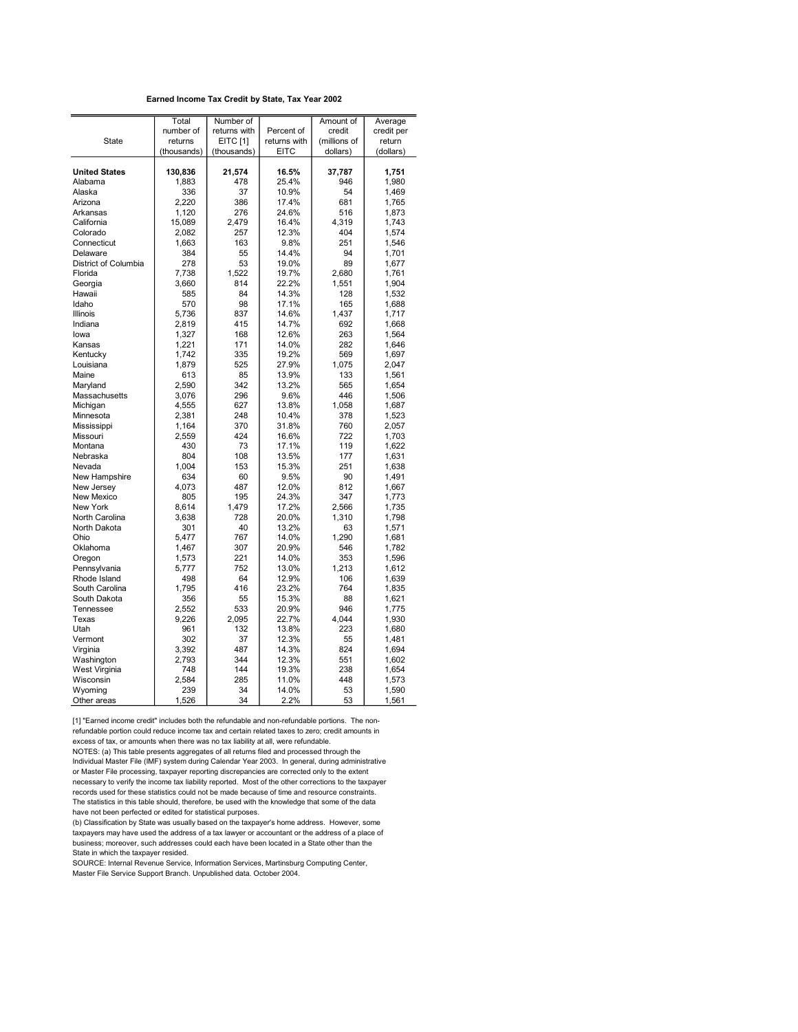**Earned Income Tax Credit by State, Tax Year 2002**

| State | Total number of returns (thousands) | Number of returns with EITC [1] (thousands) | Percent of returns with EITC | Amount of credit (millions of dollars) | Average credit per return (dollars) |
|---|---|---|---|---|---|
| **United States** | **130,836** | **21,574** | **16.5%** | **37,787** | **1,751** |
| Alabama | 1,883 | 478 | 25.4% | 946 | 1,980 |
| Alaska | 336 | 37 | 10.9% | 54 | 1,469 |
| Arizona | 2,220 | 386 | 17.4% | 681 | 1,765 |
| Arkansas | 1,120 | 276 | 24.6% | 516 | 1,873 |
| California | 15,089 | 2,479 | 16.4% | 4,319 | 1,743 |
| Colorado | 2,082 | 257 | 12.3% | 404 | 1,574 |
| Connecticut | 1,663 | 163 | 9.8% | 251 | 1,546 |
| Delaware | 384 | 55 | 14.4% | 94 | 1,701 |
| District of Columbia | 278 | 53 | 19.0% | 89 | 1,677 |
| Florida | 7,738 | 1,522 | 19.7% | 2,680 | 1,761 |
| Georgia | 3,660 | 814 | 22.2% | 1,551 | 1,904 |
| Hawaii | 585 | 84 | 14.3% | 128 | 1,532 |
| Idaho | 570 | 98 | 17.1% | 165 | 1,688 |
| Illinois | 5,736 | 837 | 14.6% | 1,437 | 1,717 |
| Indiana | 2,819 | 415 | 14.7% | 692 | 1,668 |
| Iowa | 1,327 | 168 | 12.6% | 263 | 1,564 |
| Kansas | 1,221 | 171 | 14.0% | 282 | 1,646 |
| Kentucky | 1,742 | 335 | 19.2% | 569 | 1,697 |
| Louisiana | 1,879 | 525 | 27.9% | 1,075 | 2,047 |
| Maine | 613 | 85 | 13.9% | 133 | 1,561 |
| Maryland | 2,590 | 342 | 13.2% | 565 | 1,654 |
| Massachusetts | 3,076 | 296 | 9.6% | 446 | 1,506 |
| Michigan | 4,555 | 627 | 13.8% | 1,058 | 1,687 |
| Minnesota | 2,381 | 248 | 10.4% | 378 | 1,523 |
| Mississippi | 1,164 | 370 | 31.8% | 760 | 2,057 |
| Missouri | 2,559 | 424 | 16.6% | 722 | 1,703 |
| Montana | 430 | 73 | 17.1% | 119 | 1,622 |
| Nebraska | 804 | 108 | 13.5% | 177 | 1,631 |
| Nevada | 1,004 | 153 | 15.3% | 251 | 1,638 |
| New Hampshire | 634 | 60 | 9.5% | 90 | 1,491 |
| New Jersey | 4,073 | 487 | 12.0% | 812 | 1,667 |
| New Mexico | 805 | 195 | 24.3% | 347 | 1,773 |
| New York | 8,614 | 1,479 | 17.2% | 2,566 | 1,735 |
| North Carolina | 3,638 | 728 | 20.0% | 1,310 | 1,798 |
| North Dakota | 301 | 40 | 13.2% | 63 | 1,571 |
| Ohio | 5,477 | 767 | 14.0% | 1,290 | 1,681 |
| Oklahoma | 1,467 | 307 | 20.9% | 546 | 1,782 |
| Oregon | 1,573 | 221 | 14.0% | 353 | 1,596 |
| Pennsylvania | 5,777 | 752 | 13.0% | 1,213 | 1,612 |
| Rhode Island | 498 | 64 | 12.9% | 106 | 1,639 |
| South Carolina | 1,795 | 416 | 23.2% | 764 | 1,835 |
| South Dakota | 356 | 55 | 15.3% | 88 | 1,621 |
| Tennessee | 2,552 | 533 | 20.9% | 946 | 1,775 |
| Texas | 9,226 | 2,095 | 22.7% | 4,044 | 1,930 |
| Utah | 961 | 132 | 13.8% | 223 | 1,680 |
| Vermont | 302 | 37 | 12.3% | 55 | 1,481 |
| Virginia | 3,392 | 487 | 14.3% | 824 | 1,694 |
| Washington | 2,793 | 344 | 12.3% | 551 | 1,602 |
| West Virginia | 748 | 144 | 19.3% | 238 | 1,654 |
| Wisconsin | 2,584 | 285 | 11.0% | 448 | 1,573 |
| Wyoming | 239 | 34 | 14.0% | 53 | 1,590 |
| Other areas | 1,526 | 34 | 2.2% | 53 | 1,561 |

[1] "Earned income credit" includes both the refundable and non-refundable portions. The non-refundable portion could reduce income tax and certain related taxes to zero; credit amounts in excess of tax, or amounts when there was no tax liability at all, were refundable.

NOTES: (a) This table presents aggregates of all returns filed and processed through the Individual Master File (IMF) system during Calendar Year 2003. In general, during administrative or Master File processing, taxpayer reporting discrepancies are corrected only to the extent necessary to verify the income tax liability reported. Most of the other corrections to the taxpayer records used for these statistics could not be made because of time and resource constraints. The statistics in this table should, therefore, be used with the knowledge that some of the data have not been perfected or edited for statistical purposes.

(b) Classification by State was usually based on the taxpayer's home address. However, some taxpayers may have used the address of a tax lawyer or accountant or the address of a place of business; moreover, such addresses could each have been located in a State other than the State in which the taxpayer resided.

SOURCE: Internal Revenue Service, Information Services, Martinsburg Computing Center, Master File Service Support Branch. Unpublished data. October 2004.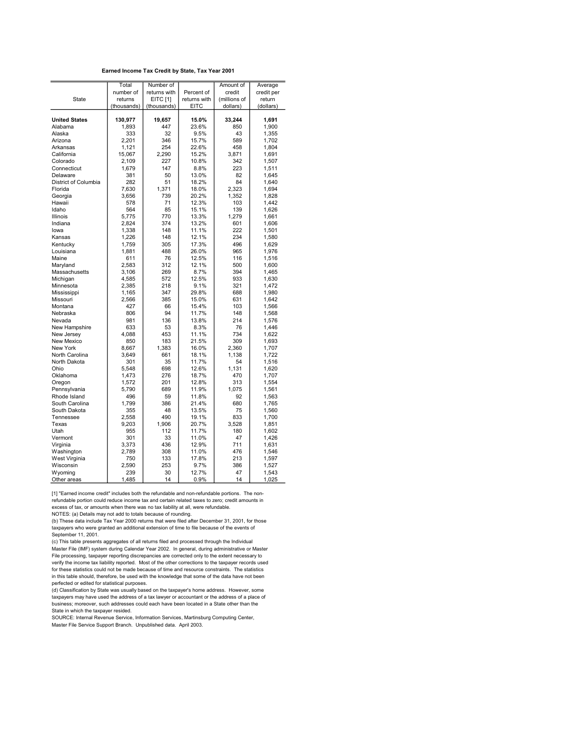**Earned Income Tax Credit by State, Tax Year 2001**

| State | Total number of returns (thousands) | Number of returns with EITC [1] (thousands) | Percent of returns with EITC | Amount of credit (millions of dollars) | Average credit per return (dollars) |
|---|---|---|---|---|---|
| **United States** | **130,977** | **19,657** | **15.0%** | **33,244** | **1,691** |
| Alabama | 1,893 | 447 | 23.6% | 850 | 1,900 |
| Alaska | 333 | 32 | 9.5% | 43 | 1,355 |
| Arizona | 2,201 | 346 | 15.7% | 589 | 1,702 |
| Arkansas | 1,121 | 254 | 22.6% | 458 | 1,804 |
| California | 15,067 | 2,290 | 15.2% | 3,871 | 1,691 |
| Colorado | 2,109 | 227 | 10.8% | 342 | 1,507 |
| Connecticut | 1,679 | 147 | 8.8% | 223 | 1,511 |
| Delaware | 381 | 50 | 13.0% | 82 | 1,645 |
| District of Columbia | 282 | 51 | 18.2% | 84 | 1,640 |
| Florida | 7,630 | 1,371 | 18.0% | 2,323 | 1,694 |
| Georgia | 3,656 | 739 | 20.2% | 1,352 | 1,828 |
| Hawaii | 578 | 71 | 12.3% | 103 | 1,442 |
| Idaho | 564 | 85 | 15.1% | 139 | 1,626 |
| Illinois | 5,775 | 770 | 13.3% | 1,279 | 1,661 |
| Indiana | 2,824 | 374 | 13.2% | 601 | 1,606 |
| Iowa | 1,338 | 148 | 11.1% | 222 | 1,501 |
| Kansas | 1,226 | 148 | 12.1% | 234 | 1,580 |
| Kentucky | 1,759 | 305 | 17.3% | 496 | 1,629 |
| Louisiana | 1,881 | 488 | 26.0% | 965 | 1,976 |
| Maine | 611 | 76 | 12.5% | 116 | 1,516 |
| Maryland | 2,583 | 312 | 12.1% | 500 | 1,600 |
| Massachusetts | 3,106 | 269 | 8.7% | 394 | 1,465 |
| Michigan | 4,585 | 572 | 12.5% | 933 | 1,630 |
| Minnesota | 2,385 | 218 | 9.1% | 321 | 1,472 |
| Mississippi | 1,165 | 347 | 29.8% | 688 | 1,980 |
| Missouri | 2,566 | 385 | 15.0% | 631 | 1,642 |
| Montana | 427 | 66 | 15.4% | 103 | 1,566 |
| Nebraska | 806 | 94 | 11.7% | 148 | 1,568 |
| Nevada | 981 | 136 | 13.8% | 214 | 1,576 |
| New Hampshire | 633 | 53 | 8.3% | 76 | 1,446 |
| New Jersey | 4,088 | 453 | 11.1% | 734 | 1,622 |
| New Mexico | 850 | 183 | 21.5% | 309 | 1,693 |
| New York | 8,667 | 1,383 | 16.0% | 2,360 | 1,707 |
| North Carolina | 3,649 | 661 | 18.1% | 1,138 | 1,722 |
| North Dakota | 301 | 35 | 11.7% | 54 | 1,516 |
| Ohio | 5,548 | 698 | 12.6% | 1,131 | 1,620 |
| Oklahoma | 1,473 | 276 | 18.7% | 470 | 1,707 |
| Oregon | 1,572 | 201 | 12.8% | 313 | 1,554 |
| Pennsylvania | 5,790 | 689 | 11.9% | 1,075 | 1,561 |
| Rhode Island | 496 | 59 | 11.8% | 92 | 1,563 |
| South Carolina | 1,799 | 386 | 21.4% | 680 | 1,765 |
| South Dakota | 355 | 48 | 13.5% | 75 | 1,560 |
| Tennessee | 2,558 | 490 | 19.1% | 833 | 1,700 |
| Texas | 9,203 | 1,906 | 20.7% | 3,528 | 1,851 |
| Utah | 955 | 112 | 11.7% | 180 | 1,602 |
| Vermont | 301 | 33 | 11.0% | 47 | 1,426 |
| Virginia | 3,373 | 436 | 12.9% | 711 | 1,631 |
| Washington | 2,789 | 308 | 11.0% | 476 | 1,546 |
| West Virginia | 750 | 133 | 17.8% | 213 | 1,597 |
| Wisconsin | 2,590 | 253 | 9.7% | 386 | 1,527 |
| Wyoming | 239 | 30 | 12.7% | 47 | 1,543 |
| Other areas | 1,485 | 14 | 0.9% | 14 | 1,025 |

[1] "Earned income credit" includes both the refundable and non-refundable portions. The non-refundable portion could reduce income tax and certain related taxes to zero; credit amounts in excess of tax, or amounts when there was no tax liability at all, were refundable.

NOTES: (a) Details may not add to totals because of rounding.

(b) These data include Tax Year 2000 returns that were filed after December 31, 2001, for those taxpayers who were granted an additional extension of time to file because of the events of September 11, 2001.

(c) This table presents aggregates of all returns filed and processed through the Individual Master File (IMF) system during Calendar Year 2002. In general, during administrative or Master File processing, taxpayer reporting discrepancies are corrected only to the extent necessary to verify the income tax liability reported. Most of the other corrections to the taxpayer records used for these statistics could not be made because of time and resource constraints. The statistics in this table should, therefore, be used with the knowledge that some of the data have not been perfected or edited for statistical purposes.

(d) Classification by State was usually based on the taxpayer's home address. However, some taxpayers may have used the address of a tax lawyer or accountant or the address of a place of business; moreover, such addresses could each have been located in a State other than the State in which the taxpayer resided.

SOURCE: Internal Revenue Service, Information Services, Martinsburg Computing Center, Master File Service Support Branch. Unpublished data. April 2003.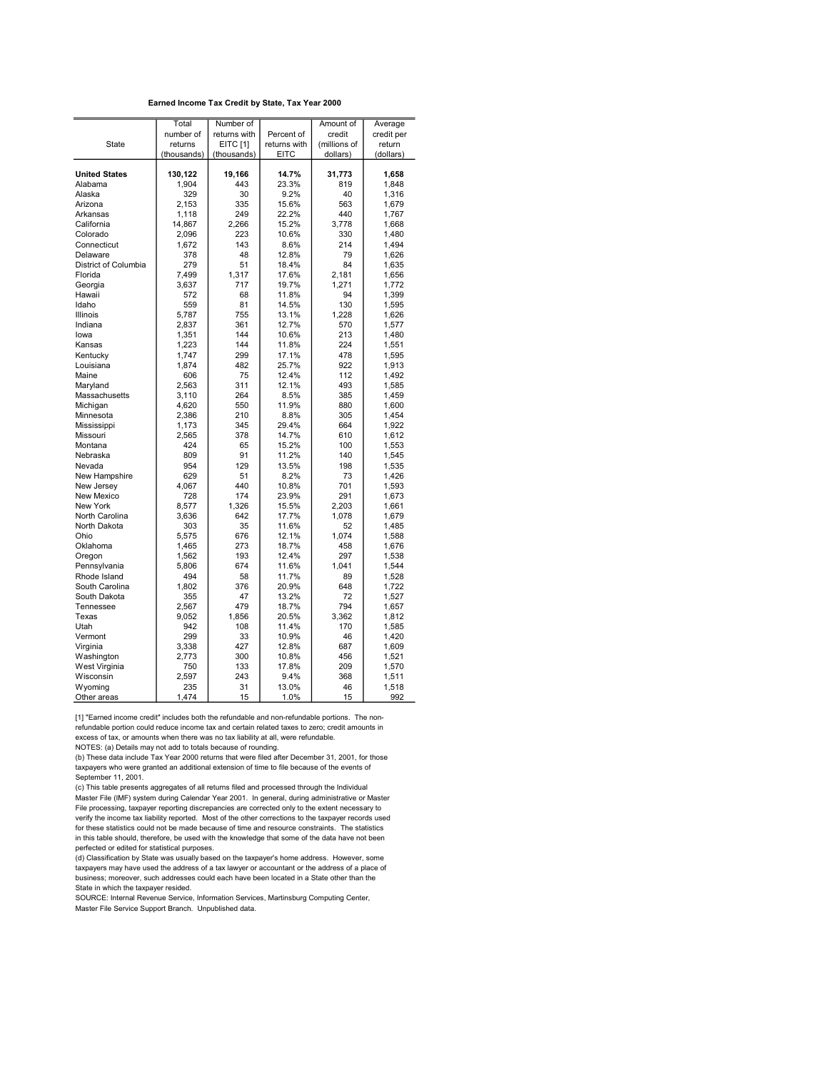**Earned Income Tax Credit by State, Tax Year 2000**

| State | Total number of returns (thousands) | Number of returns with EITC [1] (thousands) | Percent of returns with EITC | Amount of credit (millions of dollars) | Average credit per return (dollars) |
|---|---|---|---|---|---|
| **United States** | **130,122** | **19,166** | **14.7%** | **31,773** | **1,658** |
| Alabama | 1,904 | 443 | 23.3% | 819 | 1,848 |
| Alaska | 329 | 30 | 9.2% | 40 | 1,316 |
| Arizona | 2,153 | 335 | 15.6% | 563 | 1,679 |
| Arkansas | 1,118 | 249 | 22.2% | 440 | 1,767 |
| California | 14,867 | 2,266 | 15.2% | 3,778 | 1,668 |
| Colorado | 2,096 | 223 | 10.6% | 330 | 1,480 |
| Connecticut | 1,672 | 143 | 8.6% | 214 | 1,494 |
| Delaware | 378 | 48 | 12.8% | 79 | 1,626 |
| District of Columbia | 279 | 51 | 18.4% | 84 | 1,635 |
| Florida | 7,499 | 1,317 | 17.6% | 2,181 | 1,656 |
| Georgia | 3,637 | 717 | 19.7% | 1,271 | 1,772 |
| Hawaii | 572 | 68 | 11.8% | 94 | 1,399 |
| Idaho | 559 | 81 | 14.5% | 130 | 1,595 |
| Illinois | 5,787 | 755 | 13.1% | 1,228 | 1,626 |
| Indiana | 2,837 | 361 | 12.7% | 570 | 1,577 |
| Iowa | 1,351 | 144 | 10.6% | 213 | 1,480 |
| Kansas | 1,223 | 144 | 11.8% | 224 | 1,551 |
| Kentucky | 1,747 | 299 | 17.1% | 478 | 1,595 |
| Louisiana | 1,874 | 482 | 25.7% | 922 | 1,913 |
| Maine | 606 | 75 | 12.4% | 112 | 1,492 |
| Maryland | 2,563 | 311 | 12.1% | 493 | 1,585 |
| Massachusetts | 3,110 | 264 | 8.5% | 385 | 1,459 |
| Michigan | 4,620 | 550 | 11.9% | 880 | 1,600 |
| Minnesota | 2,386 | 210 | 8.8% | 305 | 1,454 |
| Mississippi | 1,173 | 345 | 29.4% | 664 | 1,922 |
| Missouri | 2,565 | 378 | 14.7% | 610 | 1,612 |
| Montana | 424 | 65 | 15.2% | 100 | 1,553 |
| Nebraska | 809 | 91 | 11.2% | 140 | 1,545 |
| Nevada | 954 | 129 | 13.5% | 198 | 1,535 |
| New Hampshire | 629 | 51 | 8.2% | 73 | 1,426 |
| New Jersey | 4,067 | 440 | 10.8% | 701 | 1,593 |
| New Mexico | 728 | 174 | 23.9% | 291 | 1,673 |
| New York | 8,577 | 1,326 | 15.5% | 2,203 | 1,661 |
| North Carolina | 3,636 | 642 | 17.7% | 1,078 | 1,679 |
| North Dakota | 303 | 35 | 11.6% | 52 | 1,485 |
| Ohio | 5,575 | 676 | 12.1% | 1,074 | 1,588 |
| Oklahoma | 1,465 | 273 | 18.7% | 458 | 1,676 |
| Oregon | 1,562 | 193 | 12.4% | 297 | 1,538 |
| Pennsylvania | 5,806 | 674 | 11.6% | 1,041 | 1,544 |
| Rhode Island | 494 | 58 | 11.7% | 89 | 1,528 |
| South Carolina | 1,802 | 376 | 20.9% | 648 | 1,722 |
| South Dakota | 355 | 47 | 13.2% | 72 | 1,527 |
| Tennessee | 2,567 | 479 | 18.7% | 794 | 1,657 |
| Texas | 9,052 | 1,856 | 20.5% | 3,362 | 1,812 |
| Utah | 942 | 108 | 11.4% | 170 | 1,585 |
| Vermont | 299 | 33 | 10.9% | 46 | 1,420 |
| Virginia | 3,338 | 427 | 12.8% | 687 | 1,609 |
| Washington | 2,773 | 300 | 10.8% | 456 | 1,521 |
| West Virginia | 750 | 133 | 17.8% | 209 | 1,570 |
| Wisconsin | 2,597 | 243 | 9.4% | 368 | 1,511 |
| Wyoming | 235 | 31 | 13.0% | 46 | 1,518 |
| Other areas | 1,474 | 15 | 1.0% | 15 | 992 |

[1] "Earned income credit" includes both the refundable and non-refundable portions. The non-refundable portion could reduce income tax and certain related taxes to zero; credit amounts in excess of tax, or amounts when there was no tax liability at all, were refundable.

NOTES: (a) Details may not add to totals because of rounding.

(b) These data include Tax Year 2000 returns that were filed after December 31, 2001, for those taxpayers who were granted an additional extension of time to file because of the events of September 11, 2001.

(c) This table presents aggregates of all returns filed and processed through the Individual Master File (IMF) system during Calendar Year 2001. In general, during administrative or Master File processing, taxpayer reporting discrepancies are corrected only to the extent necessary to verify the income tax liability reported. Most of the other corrections to the taxpayer records used for these statistics could not be made because of time and resource constraints. The statistics in this table should, therefore, be used with the knowledge that some of the data have not been perfected or edited for statistical purposes.

(d) Classification by State was usually based on the taxpayer's home address. However, some taxpayers may have used the address of a tax lawyer or accountant or the address of a place of business; moreover, such addresses could each have been located in a State other than the State in which the taxpayer resided.

SOURCE: Internal Revenue Service, Information Services, Martinsburg Computing Center, Master File Service Support Branch. Unpublished data.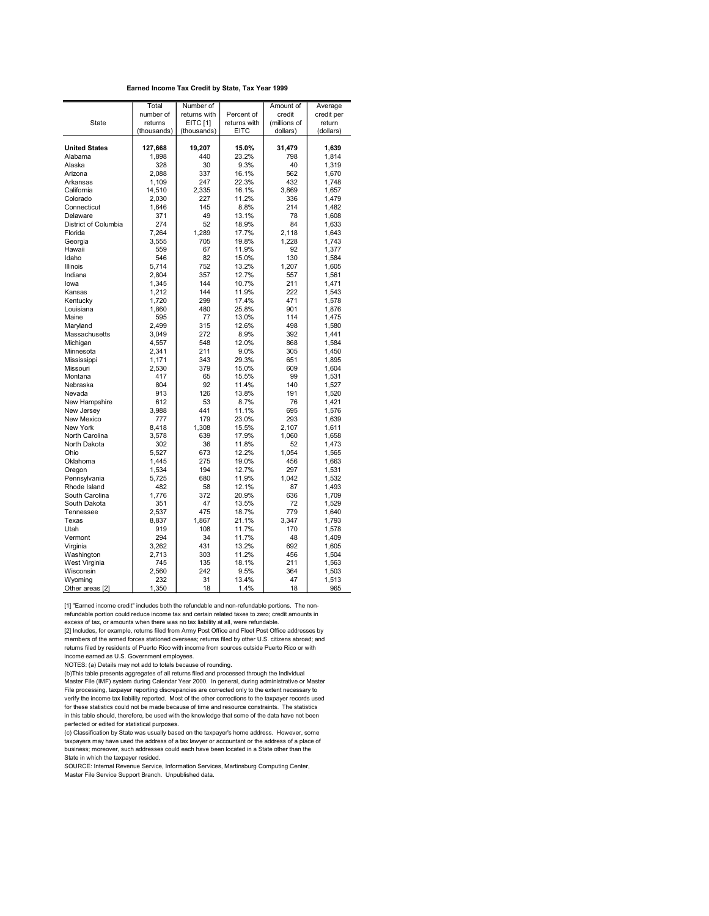**Earned Income Tax Credit by State, Tax Year 1999**

| State | Total number of returns (thousands) | Number of returns with EITC [1] (thousands) | Percent of returns with EITC | Amount of credit (millions of dollars) | Average credit per return (dollars) |
|---|---|---|---|---|---|
| **United States** | **127,668** | **19,207** | **15.0%** | **31,479** | **1,639** |
| Alabama | 1,898 | 440 | 23.2% | 798 | 1,814 |
| Alaska | 328 | 30 | 9.3% | 40 | 1,319 |
| Arizona | 2,088 | 337 | 16.1% | 562 | 1,670 |
| Arkansas | 1,109 | 247 | 22.3% | 432 | 1,748 |
| California | 14,510 | 2,335 | 16.1% | 3,869 | 1,657 |
| Colorado | 2,030 | 227 | 11.2% | 336 | 1,479 |
| Connecticut | 1,646 | 145 | 8.8% | 214 | 1,482 |
| Delaware | 371 | 49 | 13.1% | 78 | 1,608 |
| District of Columbia | 274 | 52 | 18.9% | 84 | 1,633 |
| Florida | 7,264 | 1,289 | 17.7% | 2,118 | 1,643 |
| Georgia | 3,555 | 705 | 19.8% | 1,228 | 1,743 |
| Hawaii | 559 | 67 | 11.9% | 92 | 1,377 |
| Idaho | 546 | 82 | 15.0% | 130 | 1,584 |
| Illinois | 5,714 | 752 | 13.2% | 1,207 | 1,605 |
| Indiana | 2,804 | 357 | 12.7% | 557 | 1,561 |
| Iowa | 1,345 | 144 | 10.7% | 211 | 1,471 |
| Kansas | 1,212 | 144 | 11.9% | 222 | 1,543 |
| Kentucky | 1,720 | 299 | 17.4% | 471 | 1,578 |
| Louisiana | 1,860 | 480 | 25.8% | 901 | 1,876 |
| Maine | 595 | 77 | 13.0% | 114 | 1,475 |
| Maryland | 2,499 | 315 | 12.6% | 498 | 1,580 |
| Massachusetts | 3,049 | 272 | 8.9% | 392 | 1,441 |
| Michigan | 4,557 | 548 | 12.0% | 868 | 1,584 |
| Minnesota | 2,341 | 211 | 9.0% | 305 | 1,450 |
| Mississippi | 1,171 | 343 | 29.3% | 651 | 1,895 |
| Missouri | 2,530 | 379 | 15.0% | 609 | 1,604 |
| Montana | 417 | 65 | 15.5% | 99 | 1,531 |
| Nebraska | 804 | 92 | 11.4% | 140 | 1,527 |
| Nevada | 913 | 126 | 13.8% | 191 | 1,520 |
| New Hampshire | 612 | 53 | 8.7% | 76 | 1,421 |
| New Jersey | 3,988 | 441 | 11.1% | 695 | 1,576 |
| New Mexico | 777 | 179 | 23.0% | 293 | 1,639 |
| New York | 8,418 | 1,308 | 15.5% | 2,107 | 1,611 |
| North Carolina | 3,578 | 639 | 17.9% | 1,060 | 1,658 |
| North Dakota | 302 | 36 | 11.8% | 52 | 1,473 |
| Ohio | 5,527 | 673 | 12.2% | 1,054 | 1,565 |
| Oklahoma | 1,445 | 275 | 19.0% | 456 | 1,663 |
| Oregon | 1,534 | 194 | 12.7% | 297 | 1,531 |
| Pennsylvania | 5,725 | 680 | 11.9% | 1,042 | 1,532 |
| Rhode Island | 482 | 58 | 12.1% | 87 | 1,493 |
| South Carolina | 1,776 | 372 | 20.9% | 636 | 1,709 |
| South Dakota | 351 | 47 | 13.5% | 72 | 1,529 |
| Tennessee | 2,537 | 475 | 18.7% | 779 | 1,640 |
| Texas | 8,837 | 1,867 | 21.1% | 3,347 | 1,793 |
| Utah | 919 | 108 | 11.7% | 170 | 1,578 |
| Vermont | 294 | 34 | 11.7% | 48 | 1,409 |
| Virginia | 3,262 | 431 | 13.2% | 692 | 1,605 |
| Washington | 2,713 | 303 | 11.2% | 456 | 1,504 |
| West Virginia | 745 | 135 | 18.1% | 211 | 1,563 |
| Wisconsin | 2,560 | 242 | 9.5% | 364 | 1,503 |
| Wyoming | 232 | 31 | 13.4% | 47 | 1,513 |
| Other areas [2] | 1,350 | 18 | 1.4% | 18 | 965 |

[1] "Earned income credit" includes both the refundable and non-refundable portions. The non-refundable portion could reduce income tax and certain related taxes to zero; credit amounts in excess of tax, or amounts when there was no tax liability at all, were refundable.

[2] Includes, for example, returns filed from Army Post Office and Fleet Post Office addresses by members of the armed forces stationed overseas; returns filed by other U.S. citizens abroad; and returns filed by residents of Puerto Rico with income from sources outside Puerto Rico or with income earned as U.S. Government employees.

NOTES: (a) Details may not add to totals because of rounding.

(b)This table presents aggregates of all returns filed and processed through the Individual Master File (IMF) system during Calendar Year 2000. In general, during administrative or Master File processing, taxpayer reporting discrepancies are corrected only to the extent necessary to verify the income tax liability reported. Most of the other corrections to the taxpayer records used for these statistics could not be made because of time and resource constraints. The statistics in this table should, therefore, be used with the knowledge that some of the data have not been perfected or edited for statistical purposes.

(c) Classification by State was usually based on the taxpayer's home address. However, some taxpayers may have used the address of a tax lawyer or accountant or the address of a place of business; moreover, such addresses could each have been located in a State other than the State in which the taxpayer resided.

SOURCE: Internal Revenue Service, Information Services, Martinsburg Computing Center, Master File Service Support Branch. Unpublished data.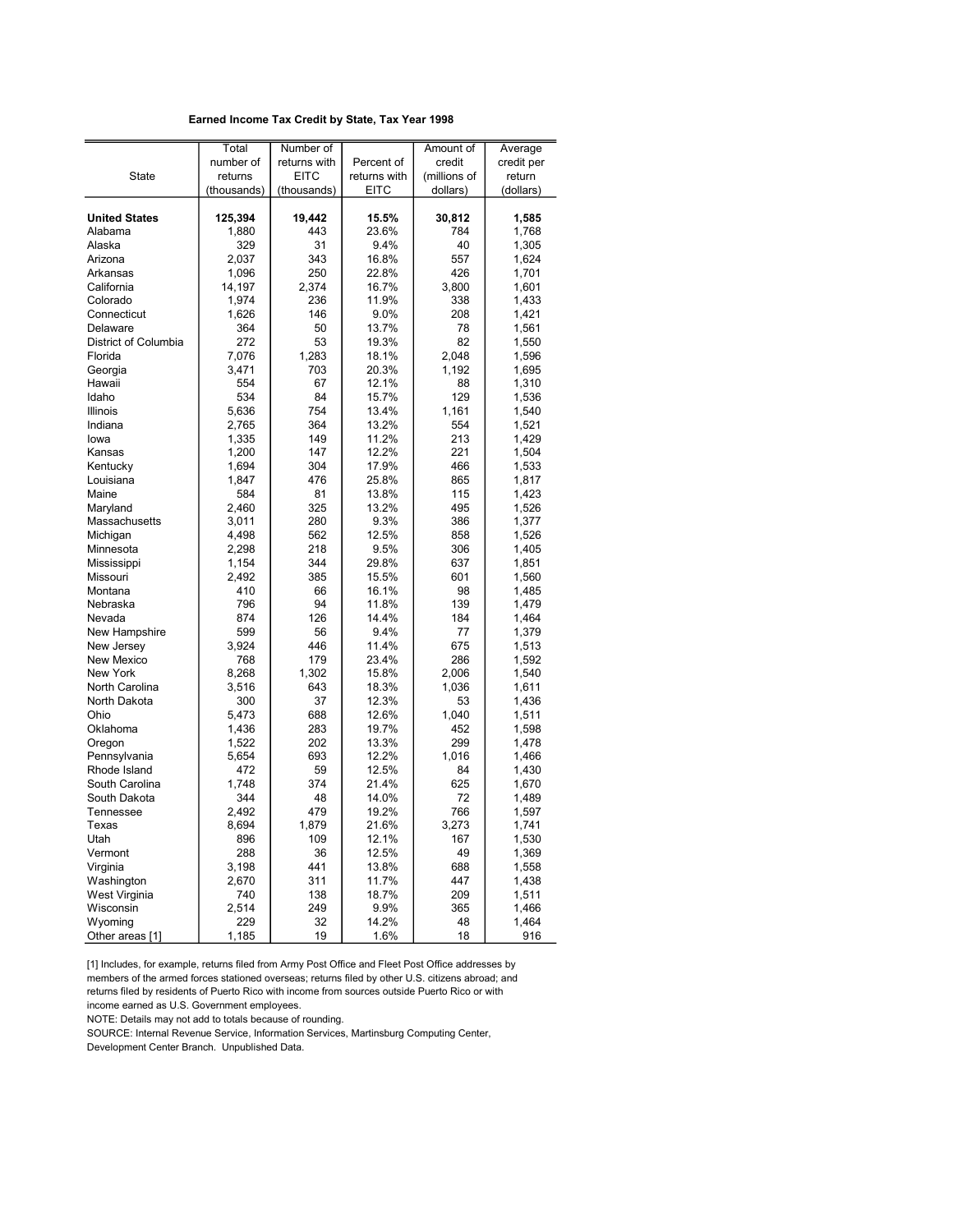**Earned Income Tax Credit by State, Tax Year 1998**

| State | Total number of returns (thousands) | Number of returns with EITC (thousands) | Percent of returns with EITC | Amount of credit (millions of dollars) | Average credit per return (dollars) |
|---|---|---|---|---|---|
| **United States** | **125,394** | **19,442** | **15.5%** | **30,812** | **1,585** |
| Alabama | 1,880 | 443 | 23.6% | 784 | 1,768 |
| Alaska | 329 | 31 | 9.4% | 40 | 1,305 |
| Arizona | 2,037 | 343 | 16.8% | 557 | 1,624 |
| Arkansas | 1,096 | 250 | 22.8% | 426 | 1,701 |
| California | 14,197 | 2,374 | 16.7% | 3,800 | 1,601 |
| Colorado | 1,974 | 236 | 11.9% | 338 | 1,433 |
| Connecticut | 1,626 | 146 | 9.0% | 208 | 1,421 |
| Delaware | 364 | 50 | 13.7% | 78 | 1,561 |
| District of Columbia | 272 | 53 | 19.3% | 82 | 1,550 |
| Florida | 7,076 | 1,283 | 18.1% | 2,048 | 1,596 |
| Georgia | 3,471 | 703 | 20.3% | 1,192 | 1,695 |
| Hawaii | 554 | 67 | 12.1% | 88 | 1,310 |
| Idaho | 534 | 84 | 15.7% | 129 | 1,536 |
| Illinois | 5,636 | 754 | 13.4% | 1,161 | 1,540 |
| Indiana | 2,765 | 364 | 13.2% | 554 | 1,521 |
| Iowa | 1,335 | 149 | 11.2% | 213 | 1,429 |
| Kansas | 1,200 | 147 | 12.2% | 221 | 1,504 |
| Kentucky | 1,694 | 304 | 17.9% | 466 | 1,533 |
| Louisiana | 1,847 | 476 | 25.8% | 865 | 1,817 |
| Maine | 584 | 81 | 13.8% | 115 | 1,423 |
| Maryland | 2,460 | 325 | 13.2% | 495 | 1,526 |
| Massachusetts | 3,011 | 280 | 9.3% | 386 | 1,377 |
| Michigan | 4,498 | 562 | 12.5% | 858 | 1,526 |
| Minnesota | 2,298 | 218 | 9.5% | 306 | 1,405 |
| Mississippi | 1,154 | 344 | 29.8% | 637 | 1,851 |
| Missouri | 2,492 | 385 | 15.5% | 601 | 1,560 |
| Montana | 410 | 66 | 16.1% | 98 | 1,485 |
| Nebraska | 796 | 94 | 11.8% | 139 | 1,479 |
| Nevada | 874 | 126 | 14.4% | 184 | 1,464 |
| New Hampshire | 599 | 56 | 9.4% | 77 | 1,379 |
| New Jersey | 3,924 | 446 | 11.4% | 675 | 1,513 |
| New Mexico | 768 | 179 | 23.4% | 286 | 1,592 |
| New York | 8,268 | 1,302 | 15.8% | 2,006 | 1,540 |
| North Carolina | 3,516 | 643 | 18.3% | 1,036 | 1,611 |
| North Dakota | 300 | 37 | 12.3% | 53 | 1,436 |
| Ohio | 5,473 | 688 | 12.6% | 1,040 | 1,511 |
| Oklahoma | 1,436 | 283 | 19.7% | 452 | 1,598 |
| Oregon | 1,522 | 202 | 13.3% | 299 | 1,478 |
| Pennsylvania | 5,654 | 693 | 12.2% | 1,016 | 1,466 |
| Rhode Island | 472 | 59 | 12.5% | 84 | 1,430 |
| South Carolina | 1,748 | 374 | 21.4% | 625 | 1,670 |
| South Dakota | 344 | 48 | 14.0% | 72 | 1,489 |
| Tennessee | 2,492 | 479 | 19.2% | 766 | 1,597 |
| Texas | 8,694 | 1,879 | 21.6% | 3,273 | 1,741 |
| Utah | 896 | 109 | 12.1% | 167 | 1,530 |
| Vermont | 288 | 36 | 12.5% | 49 | 1,369 |
| Virginia | 3,198 | 441 | 13.8% | 688 | 1,558 |
| Washington | 2,670 | 311 | 11.7% | 447 | 1,438 |
| West Virginia | 740 | 138 | 18.7% | 209 | 1,511 |
| Wisconsin | 2,514 | 249 | 9.9% | 365 | 1,466 |
| Wyoming | 229 | 32 | 14.2% | 48 | 1,464 |
| Other areas [1] | 1,185 | 19 | 1.6% | 18 | 916 |

[1] Includes, for example, returns filed from Army Post Office and Fleet Post Office addresses by members of the armed forces stationed overseas; returns filed by other U.S. citizens abroad; and returns filed by residents of Puerto Rico with income from sources outside Puerto Rico or with income earned as U.S. Government employees.

NOTE: Details may not add to totals because of rounding.

SOURCE: Internal Revenue Service, Information Services, Martinsburg Computing Center, Development Center Branch. Unpublished Data.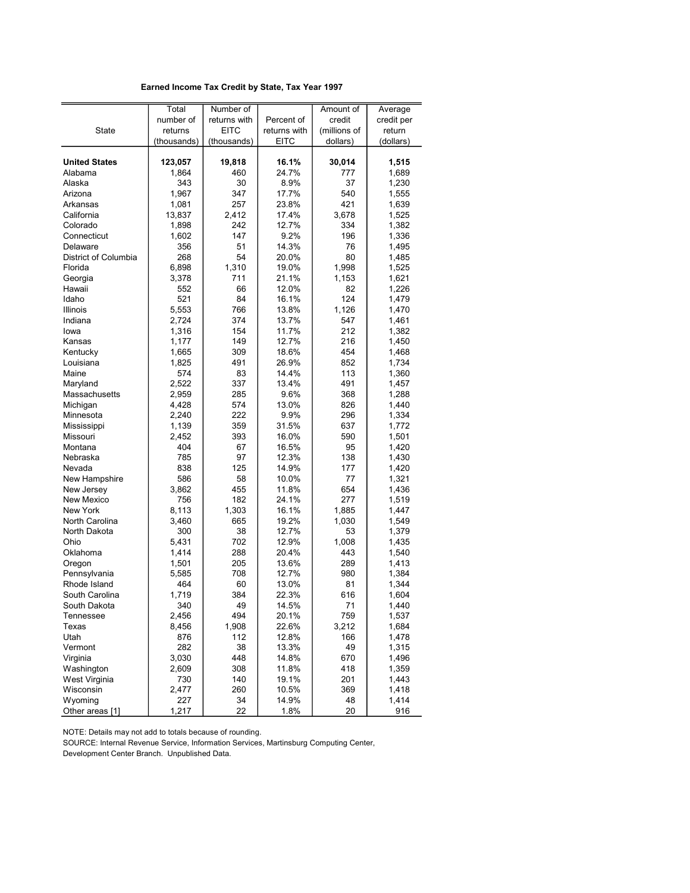**Earned Income Tax Credit by State, Tax Year 1997**

| State | Total number of returns (thousands) | Number of returns with EITC (thousands) | Percent of returns with EITC | Amount of credit (millions of dollars) | Average credit per return (dollars) |
|---|---|---|---|---|---|
| **United States** | **123,057** | **19,818** | **16.1%** | **30,014** | **1,515** |
| Alabama | 1,864 | 460 | 24.7% | 777 | 1,689 |
| Alaska | 343 | 30 | 8.9% | 37 | 1,230 |
| Arizona | 1,967 | 347 | 17.7% | 540 | 1,555 |
| Arkansas | 1,081 | 257 | 23.8% | 421 | 1,639 |
| California | 13,837 | 2,412 | 17.4% | 3,678 | 1,525 |
| Colorado | 1,898 | 242 | 12.7% | 334 | 1,382 |
| Connecticut | 1,602 | 147 | 9.2% | 196 | 1,336 |
| Delaware | 356 | 51 | 14.3% | 76 | 1,495 |
| District of Columbia | 268 | 54 | 20.0% | 80 | 1,485 |
| Florida | 6,898 | 1,310 | 19.0% | 1,998 | 1,525 |
| Georgia | 3,378 | 711 | 21.1% | 1,153 | 1,621 |
| Hawaii | 552 | 66 | 12.0% | 82 | 1,226 |
| Idaho | 521 | 84 | 16.1% | 124 | 1,479 |
| Illinois | 5,553 | 766 | 13.8% | 1,126 | 1,470 |
| Indiana | 2,724 | 374 | 13.7% | 547 | 1,461 |
| Iowa | 1,316 | 154 | 11.7% | 212 | 1,382 |
| Kansas | 1,177 | 149 | 12.7% | 216 | 1,450 |
| Kentucky | 1,665 | 309 | 18.6% | 454 | 1,468 |
| Louisiana | 1,825 | 491 | 26.9% | 852 | 1,734 |
| Maine | 574 | 83 | 14.4% | 113 | 1,360 |
| Maryland | 2,522 | 337 | 13.4% | 491 | 1,457 |
| Massachusetts | 2,959 | 285 | 9.6% | 368 | 1,288 |
| Michigan | 4,428 | 574 | 13.0% | 826 | 1,440 |
| Minnesota | 2,240 | 222 | 9.9% | 296 | 1,334 |
| Mississippi | 1,139 | 359 | 31.5% | 637 | 1,772 |
| Missouri | 2,452 | 393 | 16.0% | 590 | 1,501 |
| Montana | 404 | 67 | 16.5% | 95 | 1,420 |
| Nebraska | 785 | 97 | 12.3% | 138 | 1,430 |
| Nevada | 838 | 125 | 14.9% | 177 | 1,420 |
| New Hampshire | 586 | 58 | 10.0% | 77 | 1,321 |
| New Jersey | 3,862 | 455 | 11.8% | 654 | 1,436 |
| New Mexico | 756 | 182 | 24.1% | 277 | 1,519 |
| New York | 8,113 | 1,303 | 16.1% | 1,885 | 1,447 |
| North Carolina | 3,460 | 665 | 19.2% | 1,030 | 1,549 |
| North Dakota | 300 | 38 | 12.7% | 53 | 1,379 |
| Ohio | 5,431 | 702 | 12.9% | 1,008 | 1,435 |
| Oklahoma | 1,414 | 288 | 20.4% | 443 | 1,540 |
| Oregon | 1,501 | 205 | 13.6% | 289 | 1,413 |
| Pennsylvania | 5,585 | 708 | 12.7% | 980 | 1,384 |
| Rhode Island | 464 | 60 | 13.0% | 81 | 1,344 |
| South Carolina | 1,719 | 384 | 22.3% | 616 | 1,604 |
| South Dakota | 340 | 49 | 14.5% | 71 | 1,440 |
| Tennessee | 2,456 | 494 | 20.1% | 759 | 1,537 |
| Texas | 8,456 | 1,908 | 22.6% | 3,212 | 1,684 |
| Utah | 876 | 112 | 12.8% | 166 | 1,478 |
| Vermont | 282 | 38 | 13.3% | 49 | 1,315 |
| Virginia | 3,030 | 448 | 14.8% | 670 | 1,496 |
| Washington | 2,609 | 308 | 11.8% | 418 | 1,359 |
| West Virginia | 730 | 140 | 19.1% | 201 | 1,443 |
| Wisconsin | 2,477 | 260 | 10.5% | 369 | 1,418 |
| Wyoming | 227 | 34 | 14.9% | 48 | 1,414 |
| Other areas [1] | 1,217 | 22 | 1.8% | 20 | 916 |

NOTE: Details may not add to totals because of rounding.

SOURCE: Internal Revenue Service, Information Services, Martinsburg Computing Center, Development Center Branch. Unpublished Data.